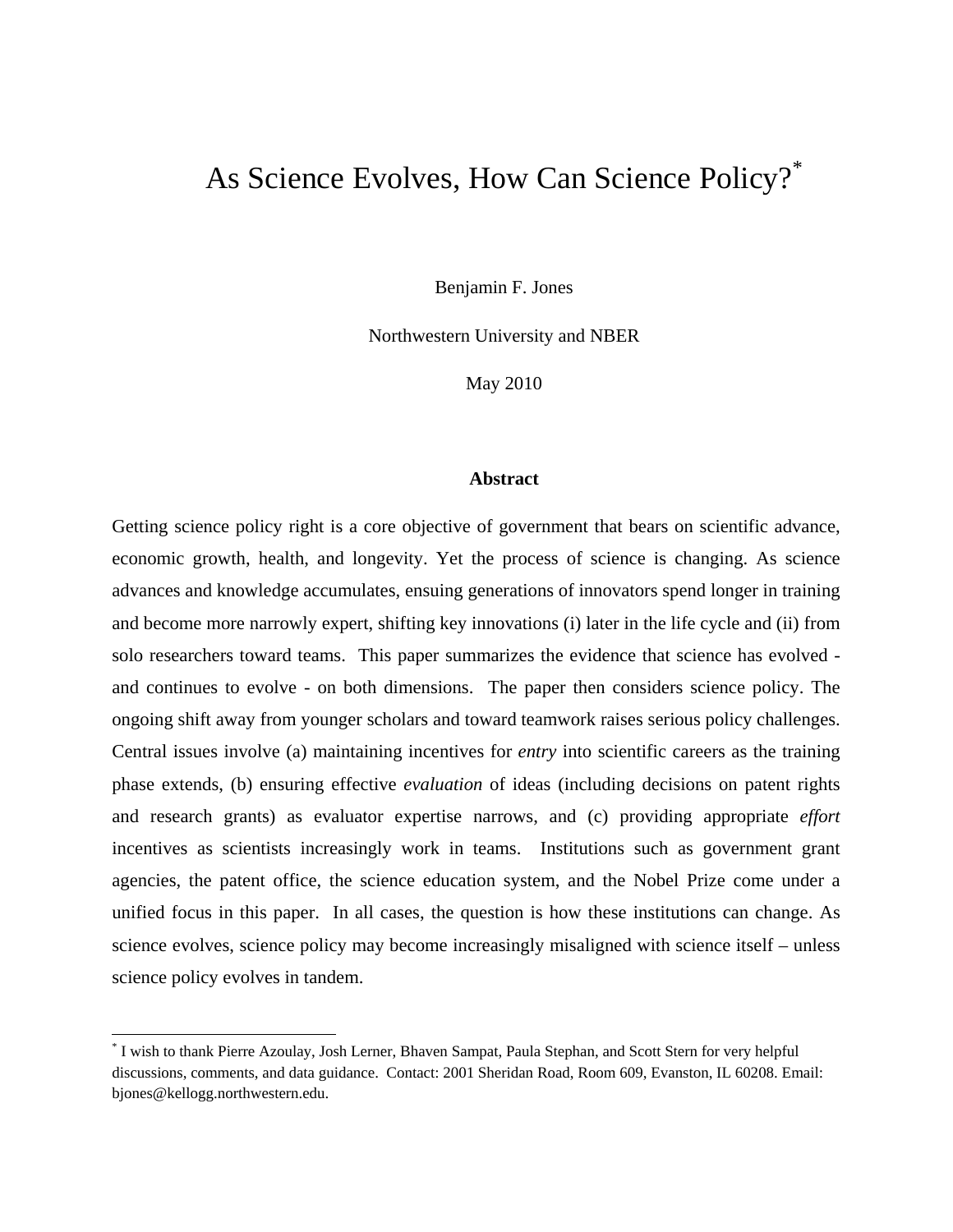# As Science Evolves, How Can Science Policy?[*]

Benjamin F. Jones

Northwestern University and NBER

May 2010

**Abstract**

Getting science policy right is a core objective of government that bears on scientific advance, economic growth, health, and longevity. Yet the process of science is changing. As science advances and knowledge accumulates, ensuing generations of innovators spend longer in training and become more narrowly expert, shifting key innovations (i) later in the life cycle and (ii) from solo researchers toward teams. This paper summarizes the evidence that science has evolved - and continues to evolve - on both dimensions. The paper then considers science policy. The ongoing shift away from younger scholars and toward teamwork raises serious policy challenges. Central issues involve (a) maintaining incentives for *entry* into scientific careers as the training phase extends, (b) ensuring effective *evaluation* of ideas (including decisions on patent rights and research grants) as evaluator expertise narrows, and (c) providing appropriate *effort* incentives as scientists increasingly work in teams. Institutions such as government grant agencies, the patent office, the science education system, and the Nobel Prize come under a unified focus in this paper. In all cases, the question is how these institutions can change. As science evolves, science policy may become increasingly misaligned with science itself – unless science policy evolves in tandem.

---

[*] I wish to thank Pierre Azoulay, Josh Lerner, Bhaven Sampat, Paula Stephan, and Scott Stern for very helpful discussions, comments, and data guidance. Contact: 2001 Sheridan Road, Room 609, Evanston, IL 60208. Email: bjones@kellogg.northwestern.edu.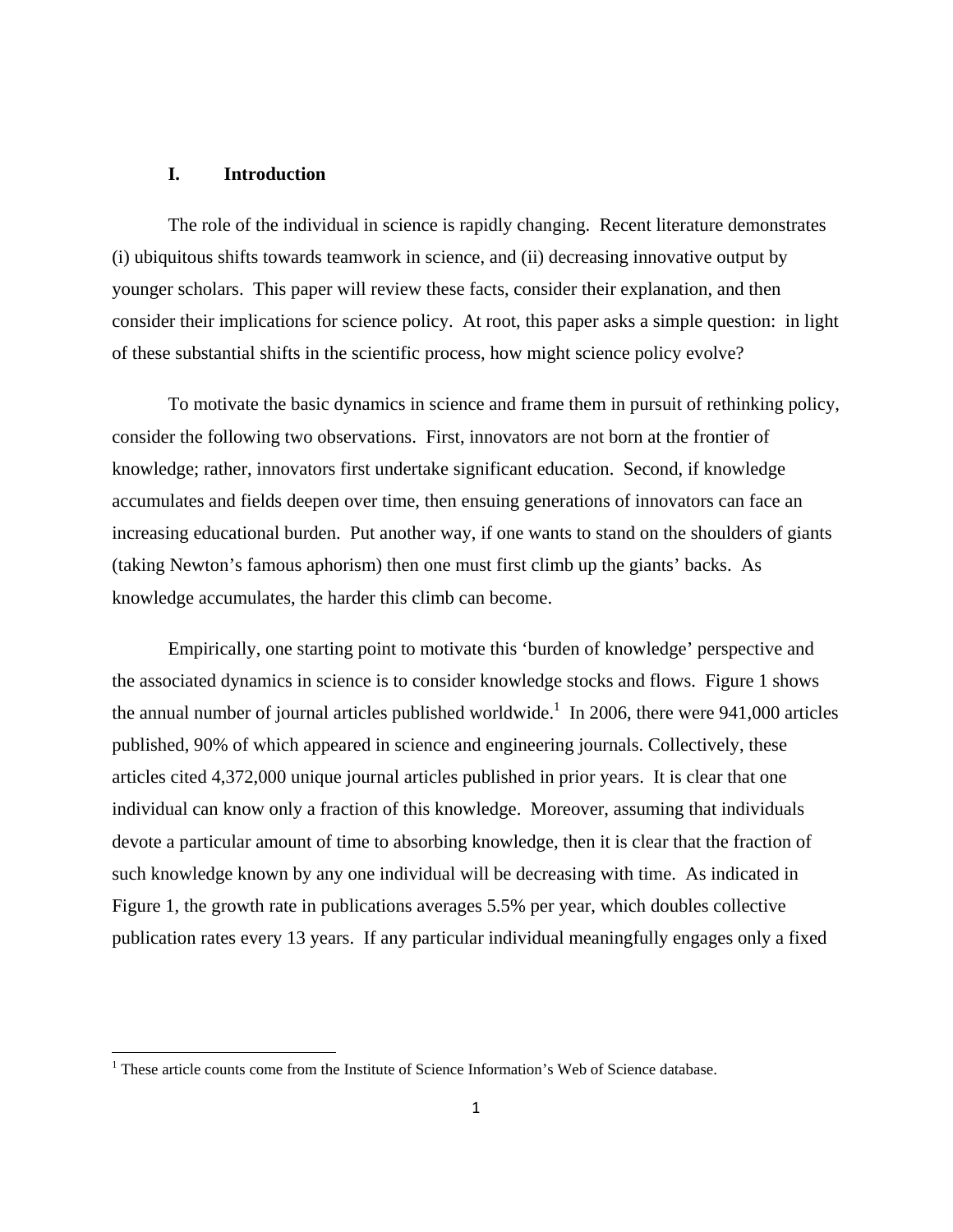## I. Introduction

The role of the individual in science is rapidly changing. Recent literature demonstrates (i) ubiquitous shifts towards teamwork in science, and (ii) decreasing innovative output by younger scholars. This paper will review these facts, consider their explanation, and then consider their implications for science policy. At root, this paper asks a simple question: in light of these substantial shifts in the scientific process, how might science policy evolve?

To motivate the basic dynamics in science and frame them in pursuit of rethinking policy, consider the following two observations. First, innovators are not born at the frontier of knowledge; rather, innovators first undertake significant education. Second, if knowledge accumulates and fields deepen over time, then ensuing generations of innovators can face an increasing educational burden. Put another way, if one wants to stand on the shoulders of giants (taking Newton's famous aphorism) then one must first climb up the giants' backs. As knowledge accumulates, the harder this climb can become.

Empirically, one starting point to motivate this 'burden of knowledge' perspective and the associated dynamics in science is to consider knowledge stocks and flows. Figure 1 shows the annual number of journal articles published worldwide.[1] In 2006, there were 941,000 articles published, 90% of which appeared in science and engineering journals. Collectively, these articles cited 4,372,000 unique journal articles published in prior years. It is clear that one individual can know only a fraction of this knowledge. Moreover, assuming that individuals devote a particular amount of time to absorbing knowledge, then it is clear that the fraction of such knowledge known by any one individual will be decreasing with time. As indicated in Figure 1, the growth rate in publications averages 5.5% per year, which doubles collective publication rates every 13 years. If any particular individual meaningfully engages only a fixed

[1] These article counts come from the Institute of Science Information's Web of Science database.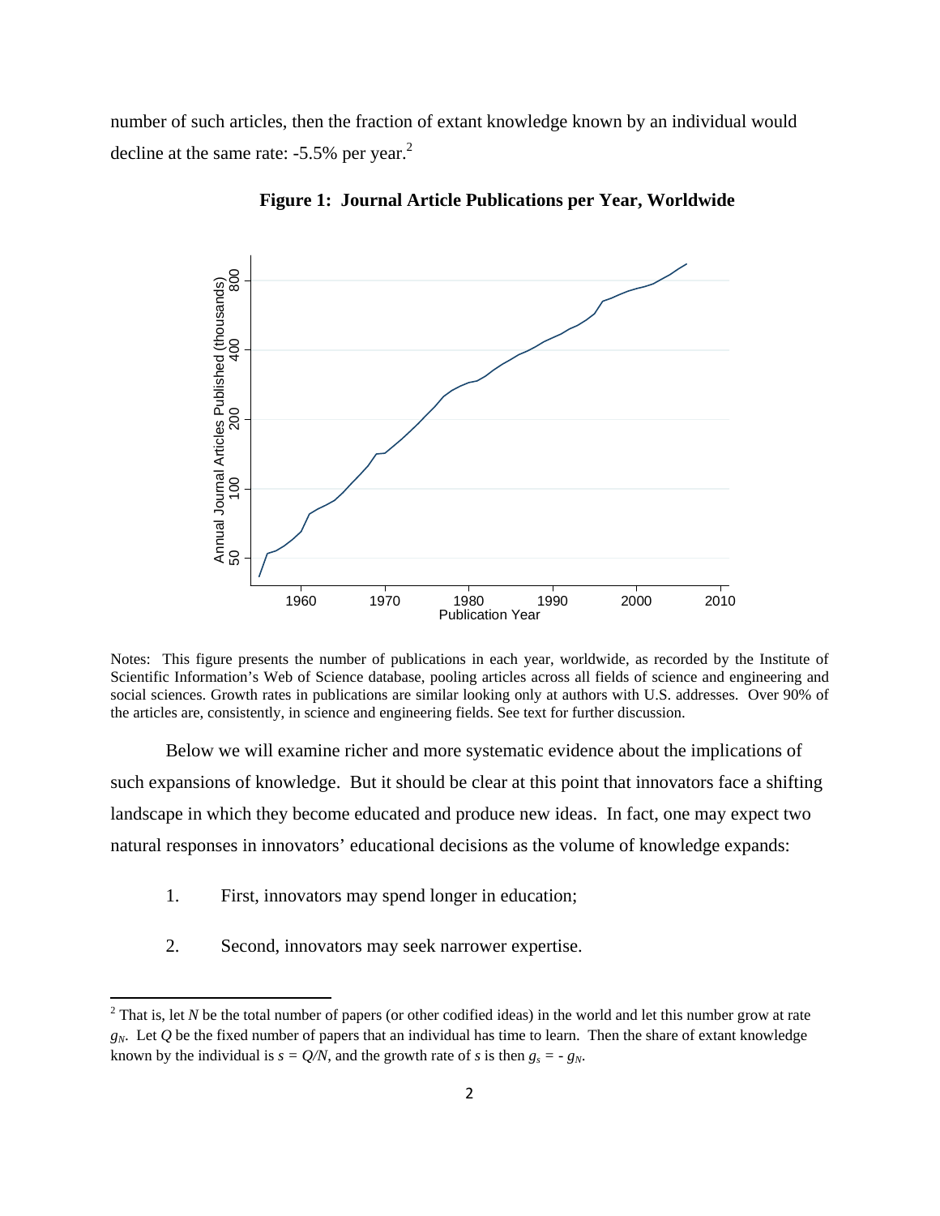number of such articles, then the fraction of extant knowledge known by an individual would decline at the same rate: -5.5% per year.[2]

**Figure 1: Journal Article Publications per Year, Worldwide**

Notes: This figure presents the number of publications in each year, worldwide, as recorded by the Institute of Scientific Information's Web of Science database, pooling articles across all fields of science and engineering and social sciences. Growth rates in publications are similar looking only at authors with U.S. addresses. Over 90% of the articles are, consistently, in science and engineering fields. See text for further discussion.

Below we will examine richer and more systematic evidence about the implications of such expansions of knowledge. But it should be clear at this point that innovators face a shifting landscape in which they become educated and produce new ideas. In fact, one may expect two natural responses in innovators' educational decisions as the volume of knowledge expands:

1. First, innovators may spend longer in education;

2. Second, innovators may seek narrower expertise.

[2] That is, let $N$ be the total number of papers (or other codified ideas) in the world and let this number grow at rate $g_N$. Let $Q$ be the fixed number of papers that an individual has time to learn. Then the share of extant knowledge known by the individual is $s = Q/N$, and the growth rate of $s$ is then $g_s = - g_N$.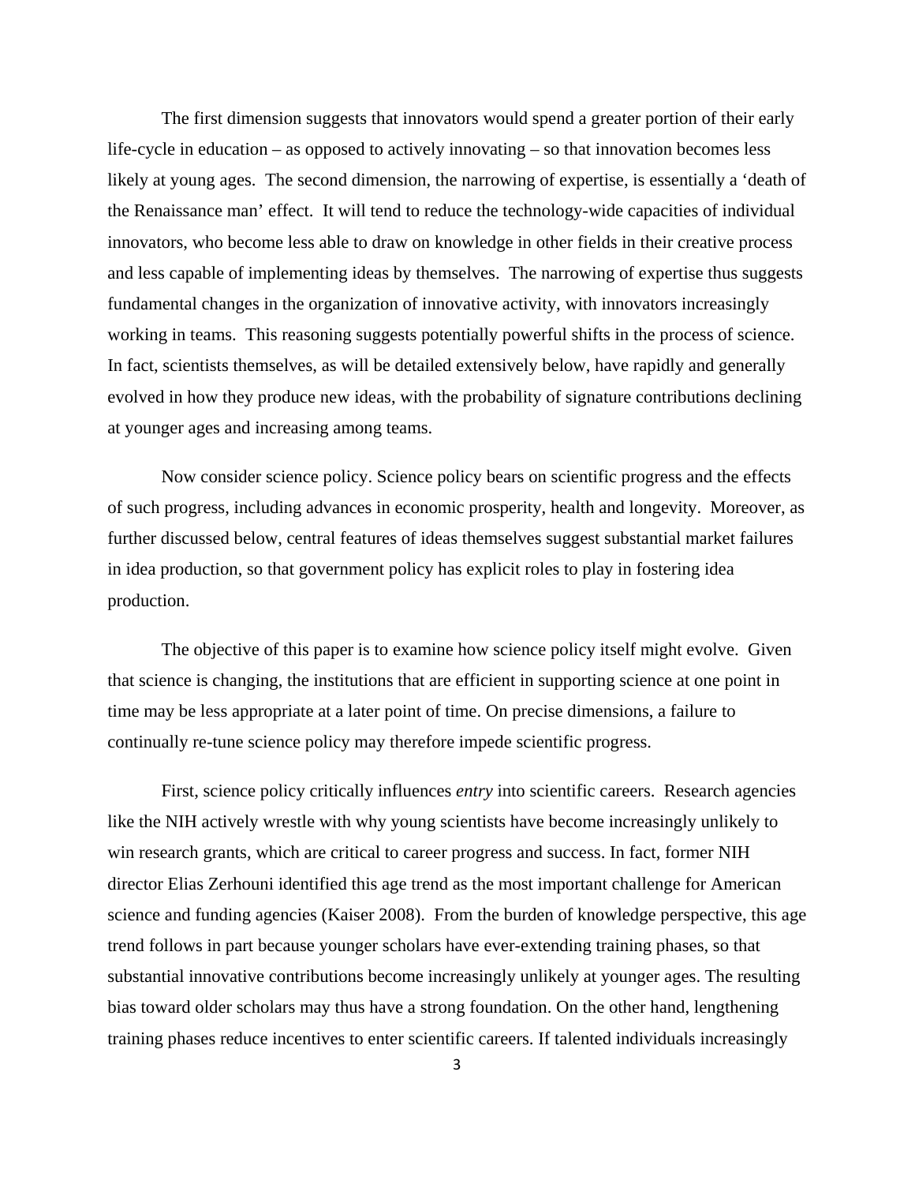The first dimension suggests that innovators would spend a greater portion of their early life-cycle in education – as opposed to actively innovating – so that innovation becomes less likely at young ages. The second dimension, the narrowing of expertise, is essentially a 'death of the Renaissance man' effect. It will tend to reduce the technology-wide capacities of individual innovators, who become less able to draw on knowledge in other fields in their creative process and less capable of implementing ideas by themselves. The narrowing of expertise thus suggests fundamental changes in the organization of innovative activity, with innovators increasingly working in teams. This reasoning suggests potentially powerful shifts in the process of science. In fact, scientists themselves, as will be detailed extensively below, have rapidly and generally evolved in how they produce new ideas, with the probability of signature contributions declining at younger ages and increasing among teams.

Now consider science policy. Science policy bears on scientific progress and the effects of such progress, including advances in economic prosperity, health and longevity. Moreover, as further discussed below, central features of ideas themselves suggest substantial market failures in idea production, so that government policy has explicit roles to play in fostering idea production.

The objective of this paper is to examine how science policy itself might evolve. Given that science is changing, the institutions that are efficient in supporting science at one point in time may be less appropriate at a later point of time. On precise dimensions, a failure to continually re-tune science policy may therefore impede scientific progress.

First, science policy critically influences *entry* into scientific careers. Research agencies like the NIH actively wrestle with why young scientists have become increasingly unlikely to win research grants, which are critical to career progress and success. In fact, former NIH director Elias Zerhouni identified this age trend as the most important challenge for American science and funding agencies (Kaiser 2008). From the burden of knowledge perspective, this age trend follows in part because younger scholars have ever-extending training phases, so that substantial innovative contributions become increasingly unlikely at younger ages. The resulting bias toward older scholars may thus have a strong foundation. On the other hand, lengthening training phases reduce incentives to enter scientific careers. If talented individuals increasingly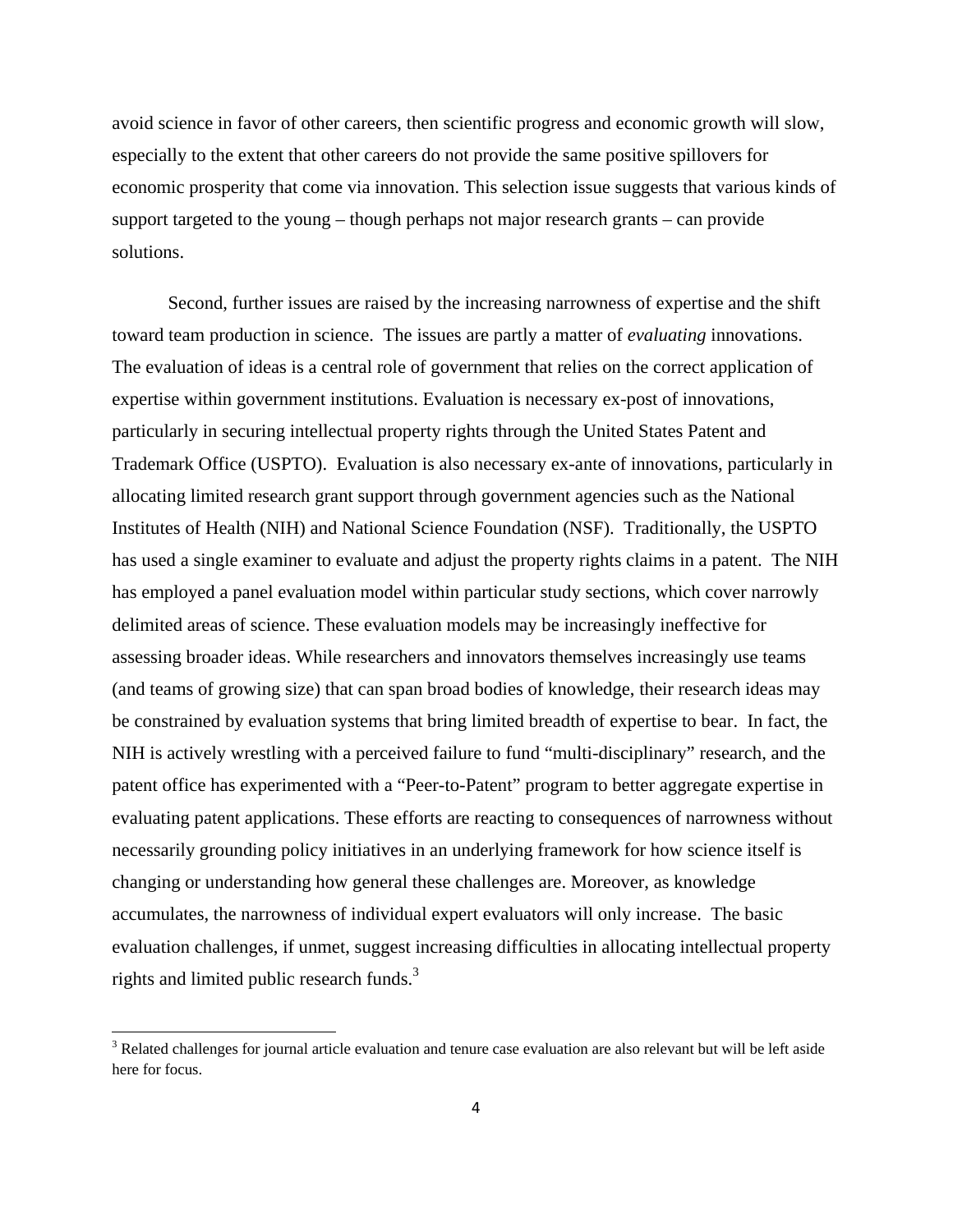avoid science in favor of other careers, then scientific progress and economic growth will slow, especially to the extent that other careers do not provide the same positive spillovers for economic prosperity that come via innovation. This selection issue suggests that various kinds of support targeted to the young – though perhaps not major research grants – can provide solutions.

Second, further issues are raised by the increasing narrowness of expertise and the shift toward team production in science. The issues are partly a matter of *evaluating* innovations. The evaluation of ideas is a central role of government that relies on the correct application of expertise within government institutions. Evaluation is necessary ex-post of innovations, particularly in securing intellectual property rights through the United States Patent and Trademark Office (USPTO). Evaluation is also necessary ex-ante of innovations, particularly in allocating limited research grant support through government agencies such as the National Institutes of Health (NIH) and National Science Foundation (NSF). Traditionally, the USPTO has used a single examiner to evaluate and adjust the property rights claims in a patent. The NIH has employed a panel evaluation model within particular study sections, which cover narrowly delimited areas of science. These evaluation models may be increasingly ineffective for assessing broader ideas. While researchers and innovators themselves increasingly use teams (and teams of growing size) that can span broad bodies of knowledge, their research ideas may be constrained by evaluation systems that bring limited breadth of expertise to bear. In fact, the NIH is actively wrestling with a perceived failure to fund "multi-disciplinary" research, and the patent office has experimented with a "Peer-to-Patent" program to better aggregate expertise in evaluating patent applications. These efforts are reacting to consequences of narrowness without necessarily grounding policy initiatives in an underlying framework for how science itself is changing or understanding how general these challenges are. Moreover, as knowledge accumulates, the narrowness of individual expert evaluators will only increase. The basic evaluation challenges, if unmet, suggest increasing difficulties in allocating intellectual property rights and limited public research funds.[3]

---

[3] Related challenges for journal article evaluation and tenure case evaluation are also relevant but will be left aside here for focus.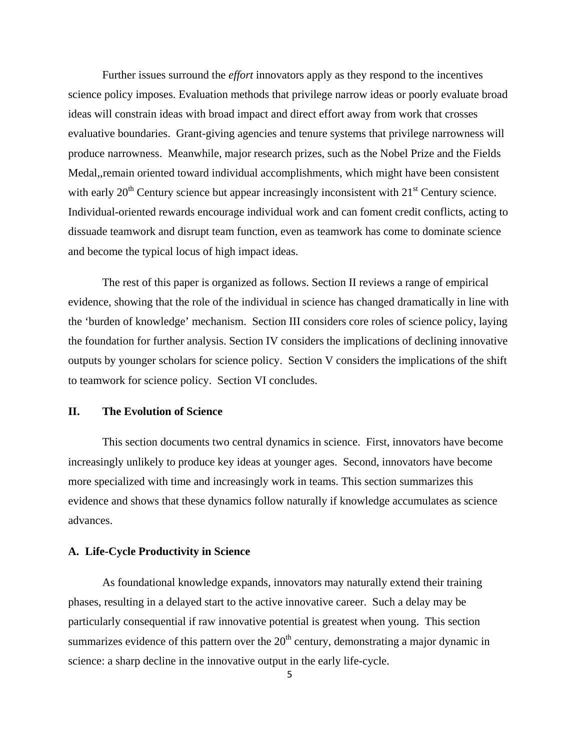Further issues surround the *effort* innovators apply as they respond to the incentives science policy imposes. Evaluation methods that privilege narrow ideas or poorly evaluate broad ideas will constrain ideas with broad impact and direct effort away from work that crosses evaluative boundaries. Grant-giving agencies and tenure systems that privilege narrowness will produce narrowness. Meanwhile, major research prizes, such as the Nobel Prize and the Fields Medal,,remain oriented toward individual accomplishments, which might have been consistent with early 20th Century science but appear increasingly inconsistent with 21st Century science. Individual-oriented rewards encourage individual work and can foment credit conflicts, acting to dissuade teamwork and disrupt team function, even as teamwork has come to dominate science and become the typical locus of high impact ideas.

The rest of this paper is organized as follows. Section II reviews a range of empirical evidence, showing that the role of the individual in science has changed dramatically in line with the 'burden of knowledge' mechanism. Section III considers core roles of science policy, laying the foundation for further analysis. Section IV considers the implications of declining innovative outputs by younger scholars for science policy. Section V considers the implications of the shift to teamwork for science policy. Section VI concludes.

## II. The Evolution of Science

This section documents two central dynamics in science. First, innovators have become increasingly unlikely to produce key ideas at younger ages. Second, innovators have become more specialized with time and increasingly work in teams. This section summarizes this evidence and shows that these dynamics follow naturally if knowledge accumulates as science advances.

### A. Life-Cycle Productivity in Science

As foundational knowledge expands, innovators may naturally extend their training phases, resulting in a delayed start to the active innovative career. Such a delay may be particularly consequential if raw innovative potential is greatest when young. This section summarizes evidence of this pattern over the 20th century, demonstrating a major dynamic in science: a sharp decline in the innovative output in the early life-cycle.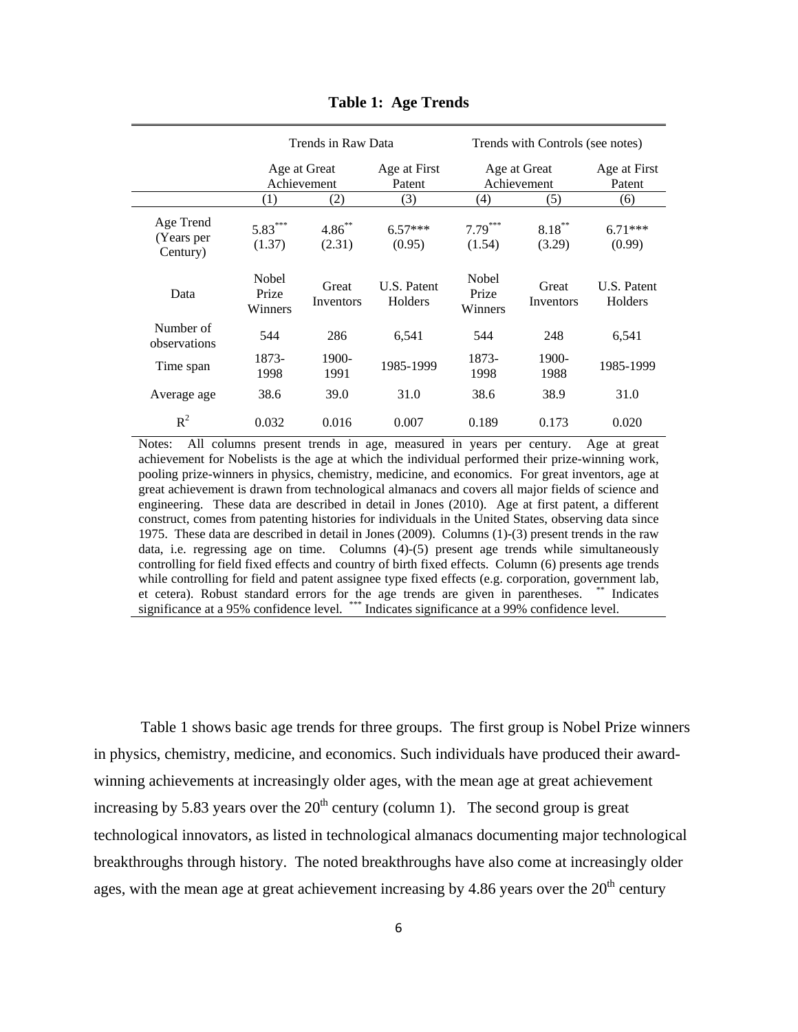**Table 1: Age Trends**

| | Trends in Raw Data | | | Trends with Controls (see notes) | | |
|---|---|---|---|---|---|---|
| | Age at Great Achievement | | Age at First Patent | Age at Great Achievement | | Age at First Patent |
| | (1) | (2) | (3) | (4) | (5) | (6) |
| Age Trend (Years per Century) | 5.83*** (1.37) | 4.86** (2.31) | 6.57*** (0.95) | 7.79*** (1.54) | 8.18** (3.29) | 6.71*** (0.99) |
| Data | Nobel Prize Winners | Great Inventors | U.S. Patent Holders | Nobel Prize Winners | Great Inventors | U.S. Patent Holders |
| Number of observations | 544 | 286 | 6,541 | 544 | 248 | 6,541 |
| Time span | 1873-1998 | 1900-1991 | 1985-1999 | 1873-1998 | 1900-1988 | 1985-1999 |
| Average age | 38.6 | 39.0 | 31.0 | 38.6 | 38.9 | 31.0 |
| $R^2$ | 0.032 | 0.016 | 0.007 | 0.189 | 0.173 | 0.020 |

Notes: All columns present trends in age, measured in years per century. Age at great achievement for Nobelists is the age at which the individual performed their prize-winning work, pooling prize-winners in physics, chemistry, medicine, and economics. For great inventors, age at great achievement is drawn from technological almanacs and covers all major fields of science and engineering. These data are described in detail in Jones (2010). Age at first patent, a different construct, comes from patenting histories for individuals in the United States, observing data since 1975. These data are described in detail in Jones (2009). Columns (1)-(3) present trends in the raw data, i.e. regressing age on time. Columns (4)-(5) present age trends while simultaneously controlling for field fixed effects and country of birth fixed effects. Column (6) presents age trends while controlling for field and patent assignee type fixed effects (e.g. corporation, government lab, et cetera). Robust standard errors for the age trends are given in parentheses. ** Indicates significance at a 95% confidence level. *** Indicates significance at a 99% confidence level.

Table 1 shows basic age trends for three groups. The first group is Nobel Prize winners in physics, chemistry, medicine, and economics. Such individuals have produced their award-winning achievements at increasingly older ages, with the mean age at great achievement increasing by 5.83 years over the 20th century (column 1). The second group is great technological innovators, as listed in technological almanacs documenting major technological breakthroughs through history. The noted breakthroughs have also come at increasingly older ages, with the mean age at great achievement increasing by 4.86 years over the 20th century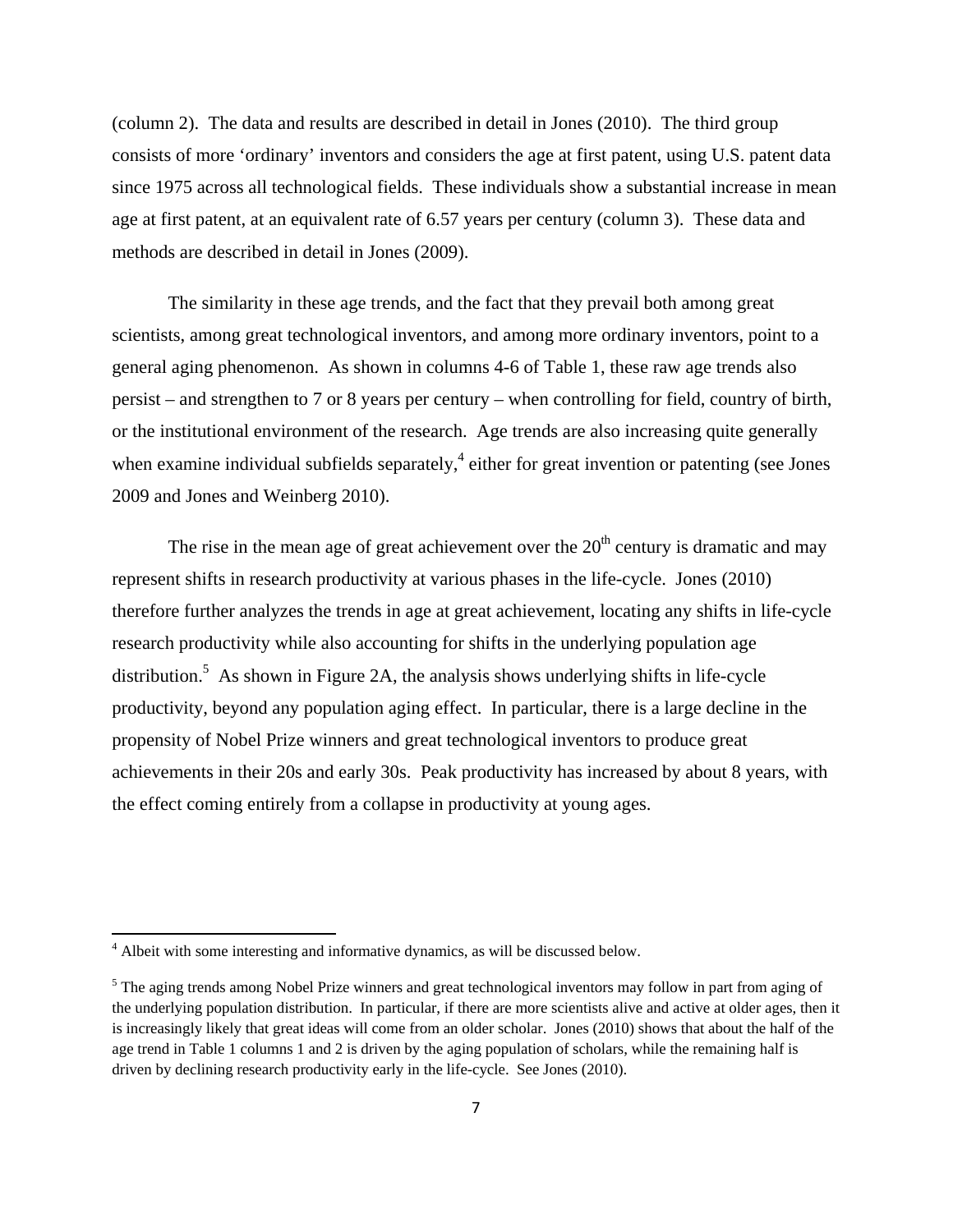(column 2). The data and results are described in detail in Jones (2010). The third group consists of more 'ordinary' inventors and considers the age at first patent, using U.S. patent data since 1975 across all technological fields. These individuals show a substantial increase in mean age at first patent, at an equivalent rate of 6.57 years per century (column 3). These data and methods are described in detail in Jones (2009).

The similarity in these age trends, and the fact that they prevail both among great scientists, among great technological inventors, and among more ordinary inventors, point to a general aging phenomenon. As shown in columns 4-6 of Table 1, these raw age trends also persist – and strengthen to 7 or 8 years per century – when controlling for field, country of birth, or the institutional environment of the research. Age trends are also increasing quite generally when examine individual subfields separately,[4] either for great invention or patenting (see Jones 2009 and Jones and Weinberg 2010).

The rise in the mean age of great achievement over the 20th century is dramatic and may represent shifts in research productivity at various phases in the life-cycle. Jones (2010) therefore further analyzes the trends in age at great achievement, locating any shifts in life-cycle research productivity while also accounting for shifts in the underlying population age distribution.[5] As shown in Figure 2A, the analysis shows underlying shifts in life-cycle productivity, beyond any population aging effect. In particular, there is a large decline in the propensity of Nobel Prize winners and great technological inventors to produce great achievements in their 20s and early 30s. Peak productivity has increased by about 8 years, with the effect coming entirely from a collapse in productivity at young ages.

---

[4] Albeit with some interesting and informative dynamics, as will be discussed below.

[5] The aging trends among Nobel Prize winners and great technological inventors may follow in part from aging of the underlying population distribution. In particular, if there are more scientists alive and active at older ages, then it is increasingly likely that great ideas will come from an older scholar. Jones (2010) shows that about the half of the age trend in Table 1 columns 1 and 2 is driven by the aging population of scholars, while the remaining half is driven by declining research productivity early in the life-cycle. See Jones (2010).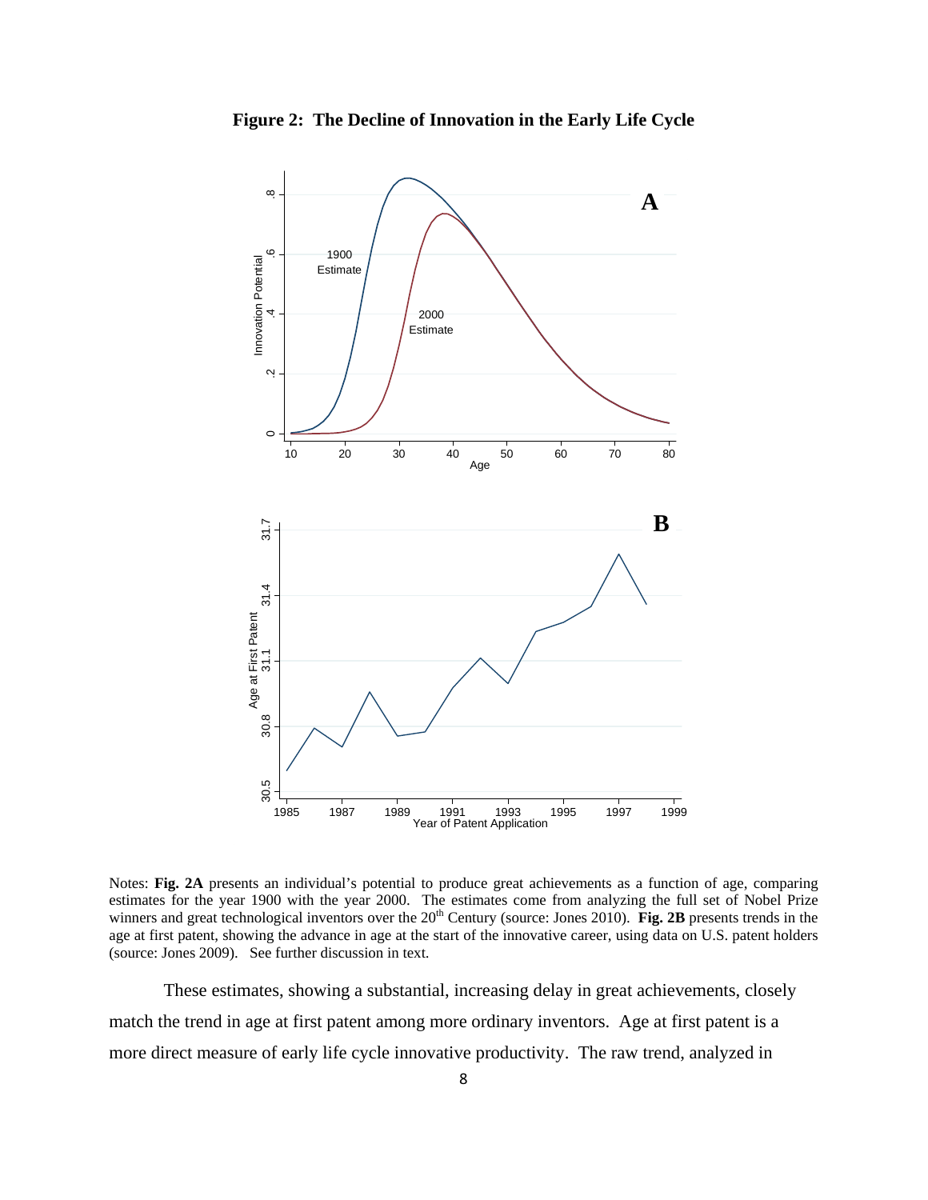**Figure 2: The Decline of Innovation in the Early Life Cycle**

Notes: **Fig. 2A** presents an individual's potential to produce great achievements as a function of age, comparing estimates for the year 1900 with the year 2000. The estimates come from analyzing the full set of Nobel Prize winners and great technological inventors over the 20th Century (source: Jones 2010). **Fig. 2B** presents trends in the age at first patent, showing the advance in age at the start of the innovative career, using data on U.S. patent holders (source: Jones 2009). See further discussion in text.

These estimates, showing a substantial, increasing delay in great achievements, closely match the trend in age at first patent among more ordinary inventors. Age at first patent is a more direct measure of early life cycle innovative productivity. The raw trend, analyzed in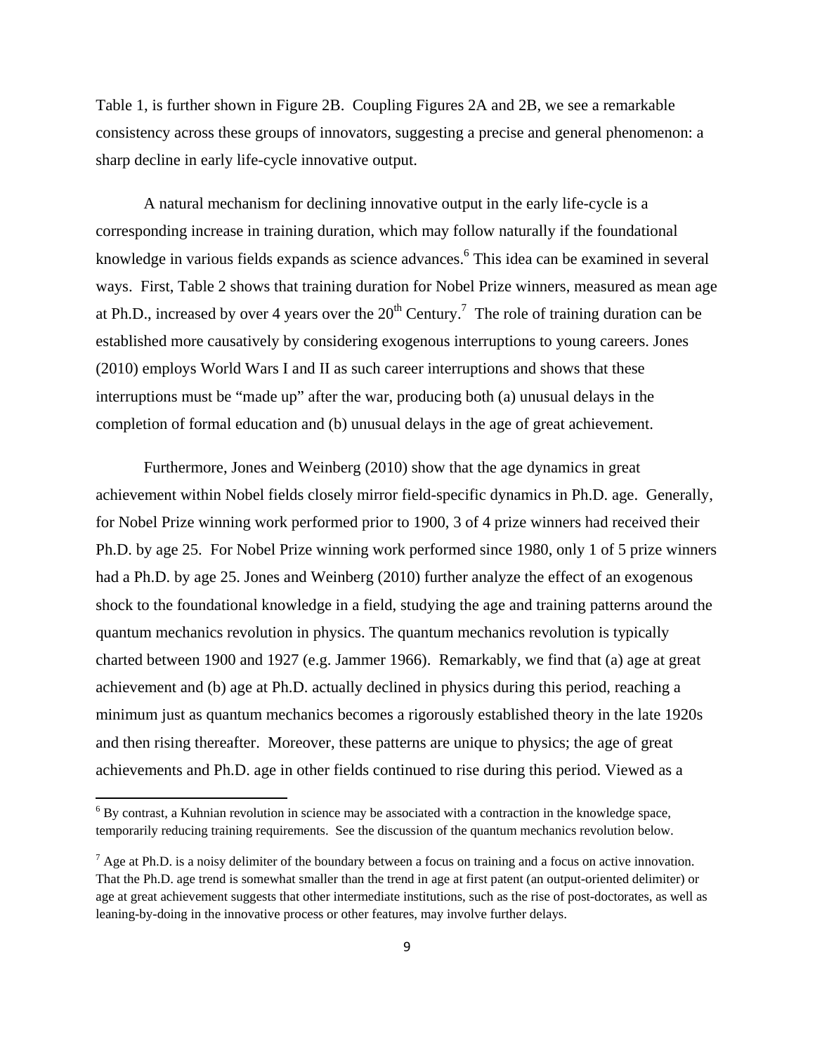Table 1, is further shown in Figure 2B. Coupling Figures 2A and 2B, we see a remarkable consistency across these groups of innovators, suggesting a precise and general phenomenon: a sharp decline in early life-cycle innovative output.

A natural mechanism for declining innovative output in the early life-cycle is a corresponding increase in training duration, which may follow naturally if the foundational knowledge in various fields expands as science advances.[6] This idea can be examined in several ways. First, Table 2 shows that training duration for Nobel Prize winners, measured as mean age at Ph.D., increased by over 4 years over the 20th Century.[7] The role of training duration can be established more causatively by considering exogenous interruptions to young careers. Jones (2010) employs World Wars I and II as such career interruptions and shows that these interruptions must be "made up" after the war, producing both (a) unusual delays in the completion of formal education and (b) unusual delays in the age of great achievement.

Furthermore, Jones and Weinberg (2010) show that the age dynamics in great achievement within Nobel fields closely mirror field-specific dynamics in Ph.D. age. Generally, for Nobel Prize winning work performed prior to 1900, 3 of 4 prize winners had received their Ph.D. by age 25. For Nobel Prize winning work performed since 1980, only 1 of 5 prize winners had a Ph.D. by age 25. Jones and Weinberg (2010) further analyze the effect of an exogenous shock to the foundational knowledge in a field, studying the age and training patterns around the quantum mechanics revolution in physics. The quantum mechanics revolution is typically charted between 1900 and 1927 (e.g. Jammer 1966). Remarkably, we find that (a) age at great achievement and (b) age at Ph.D. actually declined in physics during this period, reaching a minimum just as quantum mechanics becomes a rigorously established theory in the late 1920s and then rising thereafter. Moreover, these patterns are unique to physics; the age of great achievements and Ph.D. age in other fields continued to rise during this period. Viewed as a

---

[6] By contrast, a Kuhnian revolution in science may be associated with a contraction in the knowledge space, temporarily reducing training requirements. See the discussion of the quantum mechanics revolution below.

[7] Age at Ph.D. is a noisy delimiter of the boundary between a focus on training and a focus on active innovation. That the Ph.D. age trend is somewhat smaller than the trend in age at first patent (an output-oriented delimiter) or age at great achievement suggests that other intermediate institutions, such as the rise of post-doctorates, as well as leaning-by-doing in the innovative process or other features, may involve further delays.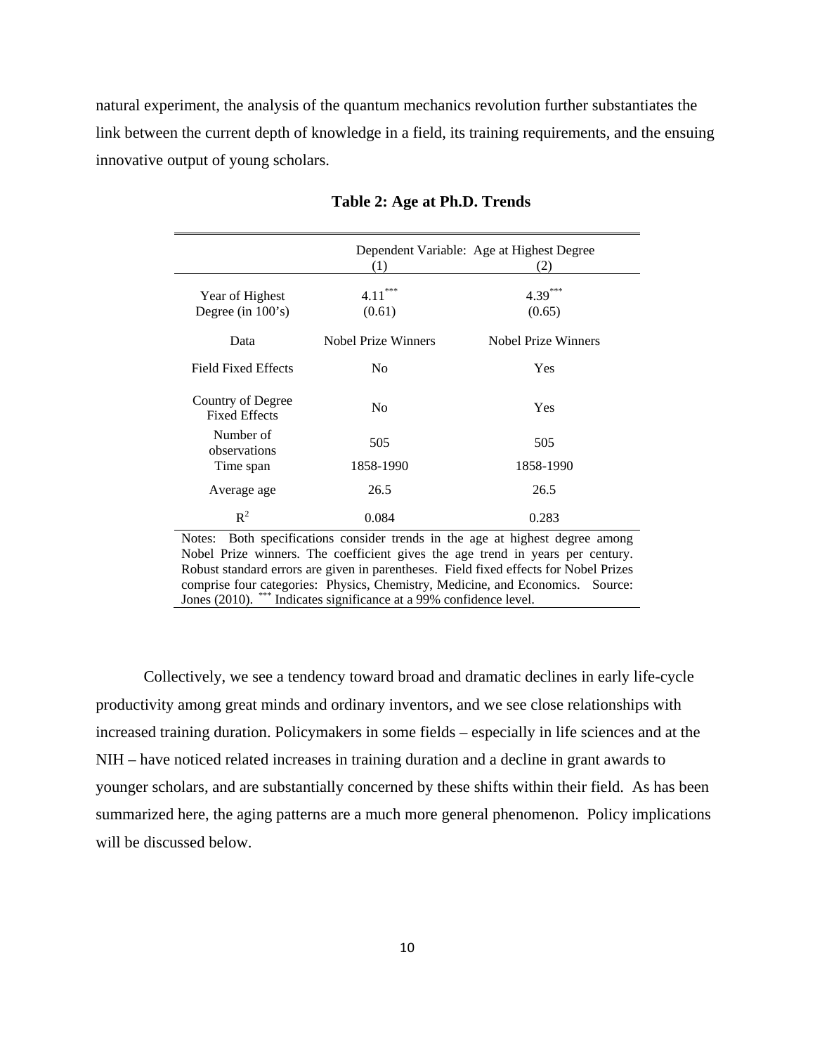natural experiment, the analysis of the quantum mechanics revolution further substantiates the link between the current depth of knowledge in a field, its training requirements, and the ensuing innovative output of young scholars.

**Table 2: Age at Ph.D. Trends**

| | Dependent Variable: Age at Highest Degree (1) | (2) |
|---|---|---|
| Year of Highest Degree (in 100's) | 4.11*** (0.61) | 4.39*** (0.65) |
| Data | Nobel Prize Winners | Nobel Prize Winners |
| Field Fixed Effects | No | Yes |
| Country of Degree Fixed Effects | No | Yes |
| Number of observations | 505 | 505 |
| Time span | 1858-1990 | 1858-1990 |
| Average age | 26.5 | 26.5 |
| $R^2$ | 0.084 | 0.283 |

Notes: Both specifications consider trends in the age at highest degree among Nobel Prize winners. The coefficient gives the age trend in years per century. Robust standard errors are given in parentheses. Field fixed effects for Nobel Prizes comprise four categories: Physics, Chemistry, Medicine, and Economics. Source: Jones (2010). *** Indicates significance at a 99% confidence level.

Collectively, we see a tendency toward broad and dramatic declines in early life-cycle productivity among great minds and ordinary inventors, and we see close relationships with increased training duration. Policymakers in some fields – especially in life sciences and at the NIH – have noticed related increases in training duration and a decline in grant awards to younger scholars, and are substantially concerned by these shifts within their field. As has been summarized here, the aging patterns are a much more general phenomenon. Policy implications will be discussed below.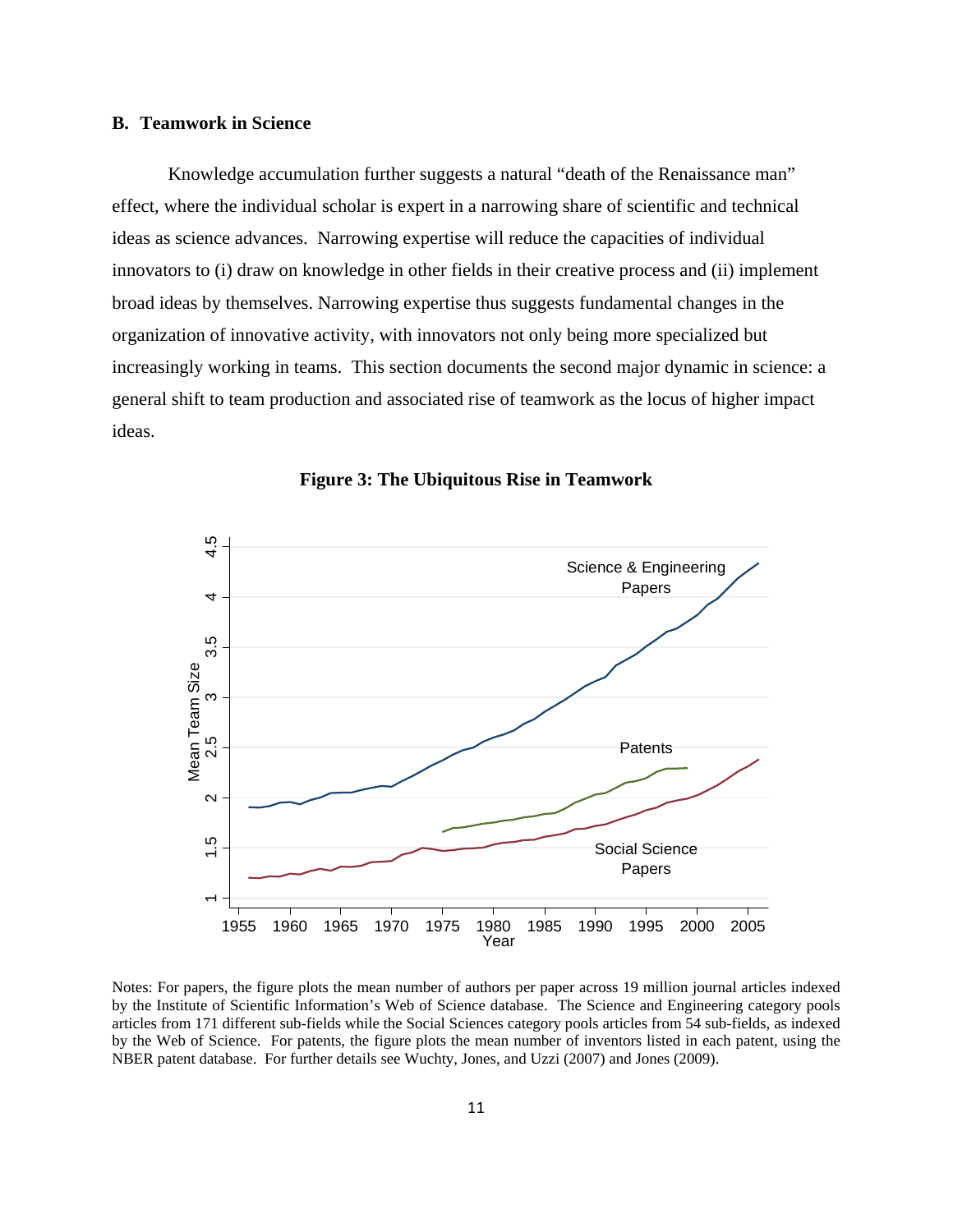### B. Teamwork in Science

Knowledge accumulation further suggests a natural "death of the Renaissance man" effect, where the individual scholar is expert in a narrowing share of scientific and technical ideas as science advances. Narrowing expertise will reduce the capacities of individual innovators to (i) draw on knowledge in other fields in their creative process and (ii) implement broad ideas by themselves. Narrowing expertise thus suggests fundamental changes in the organization of innovative activity, with innovators not only being more specialized but increasingly working in teams. This section documents the second major dynamic in science: a general shift to team production and associated rise of teamwork as the locus of higher impact ideas.

**Figure 3: The Ubiquitous Rise in Teamwork**

Notes: For papers, the figure plots the mean number of authors per paper across 19 million journal articles indexed by the Institute of Scientific Information's Web of Science database. The Science and Engineering category pools articles from 171 different sub-fields while the Social Sciences category pools articles from 54 sub-fields, as indexed by the Web of Science. For patents, the figure plots the mean number of inventors listed in each patent, using the NBER patent database. For further details see Wuchty, Jones, and Uzzi (2007) and Jones (2009).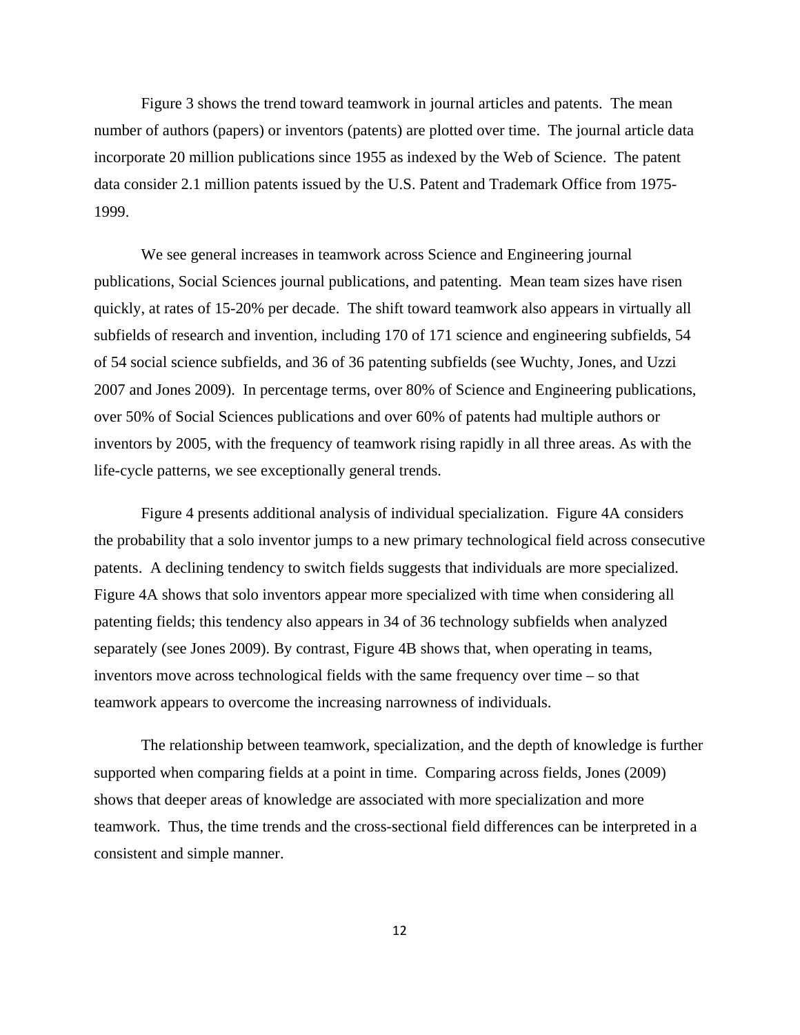Figure 3 shows the trend toward teamwork in journal articles and patents. The mean number of authors (papers) or inventors (patents) are plotted over time. The journal article data incorporate 20 million publications since 1955 as indexed by the Web of Science. The patent data consider 2.1 million patents issued by the U.S. Patent and Trademark Office from 1975-1999.

We see general increases in teamwork across Science and Engineering journal publications, Social Sciences journal publications, and patenting. Mean team sizes have risen quickly, at rates of 15-20% per decade. The shift toward teamwork also appears in virtually all subfields of research and invention, including 170 of 171 science and engineering subfields, 54 of 54 social science subfields, and 36 of 36 patenting subfields (see Wuchty, Jones, and Uzzi 2007 and Jones 2009). In percentage terms, over 80% of Science and Engineering publications, over 50% of Social Sciences publications and over 60% of patents had multiple authors or inventors by 2005, with the frequency of teamwork rising rapidly in all three areas. As with the life-cycle patterns, we see exceptionally general trends.

Figure 4 presents additional analysis of individual specialization. Figure 4A considers the probability that a solo inventor jumps to a new primary technological field across consecutive patents. A declining tendency to switch fields suggests that individuals are more specialized. Figure 4A shows that solo inventors appear more specialized with time when considering all patenting fields; this tendency also appears in 34 of 36 technology subfields when analyzed separately (see Jones 2009). By contrast, Figure 4B shows that, when operating in teams, inventors move across technological fields with the same frequency over time – so that teamwork appears to overcome the increasing narrowness of individuals.

The relationship between teamwork, specialization, and the depth of knowledge is further supported when comparing fields at a point in time. Comparing across fields, Jones (2009) shows that deeper areas of knowledge are associated with more specialization and more teamwork. Thus, the time trends and the cross-sectional field differences can be interpreted in a consistent and simple manner.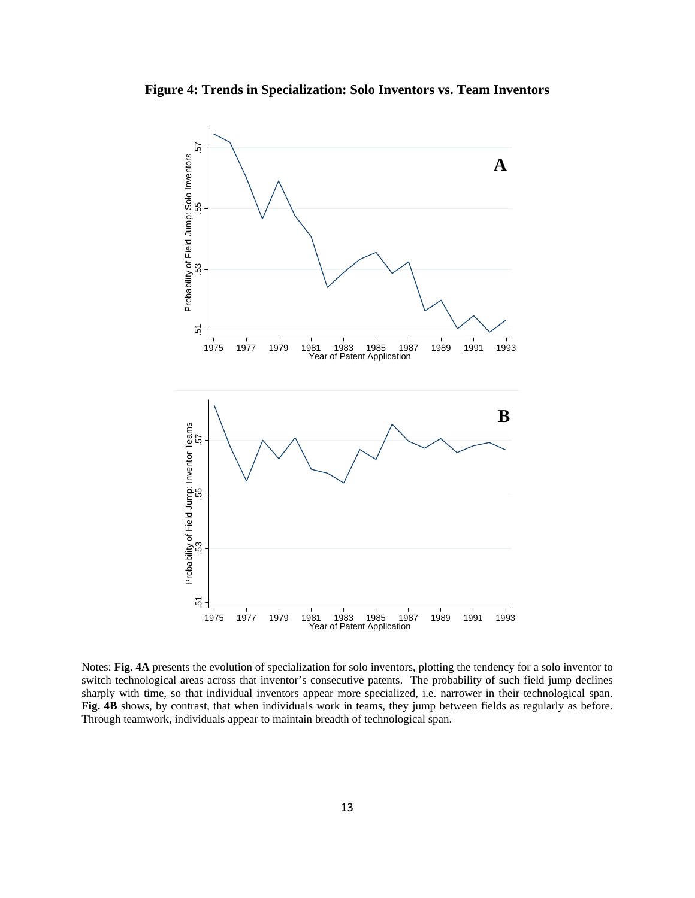**Figure 4: Trends in Specialization: Solo Inventors vs. Team Inventors**

Notes: **Fig. 4A** presents the evolution of specialization for solo inventors, plotting the tendency for a solo inventor to switch technological areas across that inventor's consecutive patents. The probability of such field jump declines sharply with time, so that individual inventors appear more specialized, i.e. narrower in their technological span. **Fig. 4B** shows, by contrast, that when individuals work in teams, they jump between fields as regularly as before. Through teamwork, individuals appear to maintain breadth of technological span.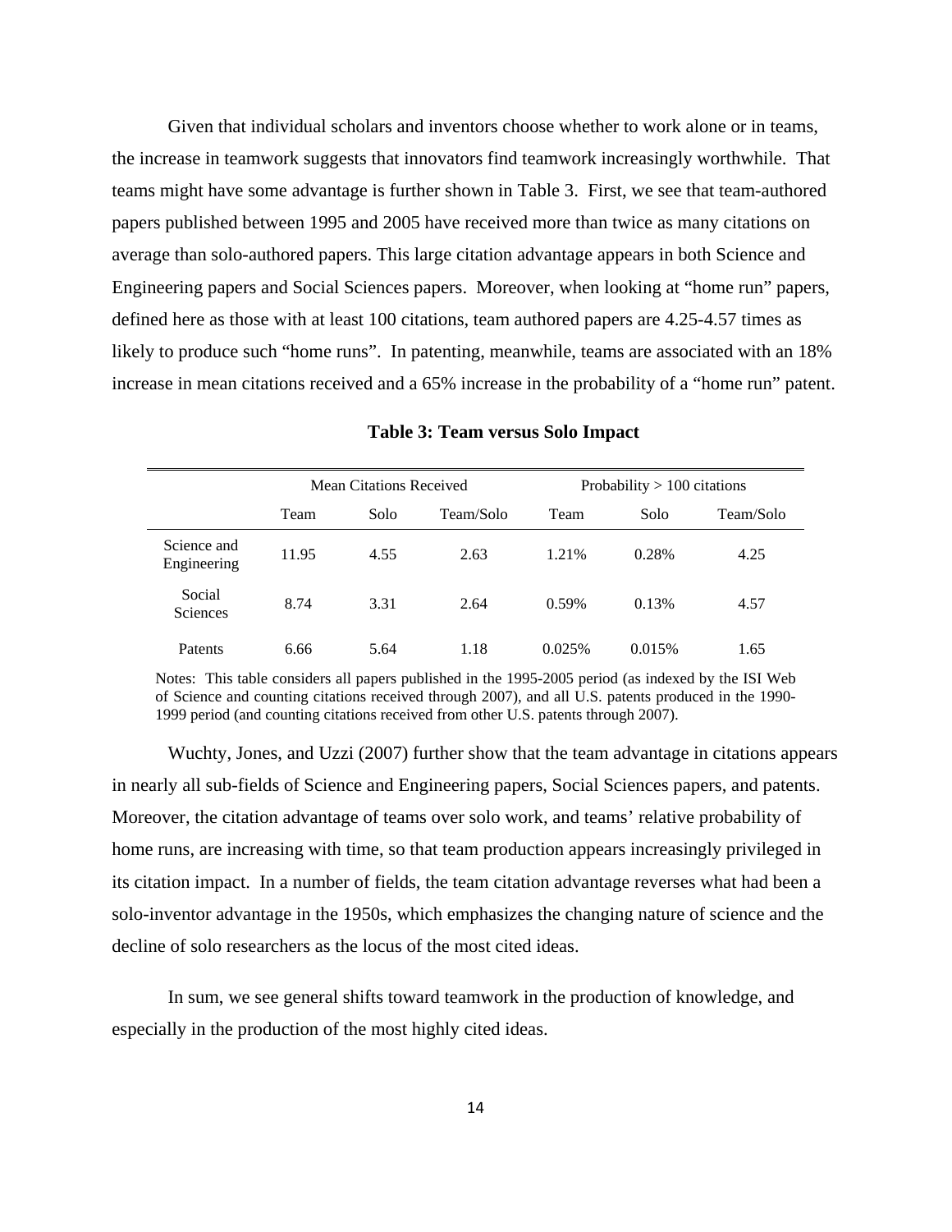Given that individual scholars and inventors choose whether to work alone or in teams, the increase in teamwork suggests that innovators find teamwork increasingly worthwhile. That teams might have some advantage is further shown in Table 3. First, we see that team-authored papers published between 1995 and 2005 have received more than twice as many citations on average than solo-authored papers. This large citation advantage appears in both Science and Engineering papers and Social Sciences papers. Moreover, when looking at "home run" papers, defined here as those with at least 100 citations, team authored papers are 4.25-4.57 times as likely to produce such "home runs". In patenting, meanwhile, teams are associated with an 18% increase in mean citations received and a 65% increase in the probability of a "home run" patent.

**Table 3: Team versus Solo Impact**

| | Mean Citations Received | | | Probability > 100 citations | | |
|---|---|---|---|---|---|---|
| | Team | Solo | Team/Solo | Team | Solo | Team/Solo |
| Science and Engineering | 11.95 | 4.55 | 2.63 | 1.21% | 0.28% | 4.25 |
| Social Sciences | 8.74 | 3.31 | 2.64 | 0.59% | 0.13% | 4.57 |
| Patents | 6.66 | 5.64 | 1.18 | 0.025% | 0.015% | 1.65 |

Notes: This table considers all papers published in the 1995-2005 period (as indexed by the ISI Web of Science and counting citations received through 2007), and all U.S. patents produced in the 1990-1999 period (and counting citations received from other U.S. patents through 2007).

Wuchty, Jones, and Uzzi (2007) further show that the team advantage in citations appears in nearly all sub-fields of Science and Engineering papers, Social Sciences papers, and patents. Moreover, the citation advantage of teams over solo work, and teams' relative probability of home runs, are increasing with time, so that team production appears increasingly privileged in its citation impact. In a number of fields, the team citation advantage reverses what had been a solo-inventor advantage in the 1950s, which emphasizes the changing nature of science and the decline of solo researchers as the locus of the most cited ideas.

In sum, we see general shifts toward teamwork in the production of knowledge, and especially in the production of the most highly cited ideas.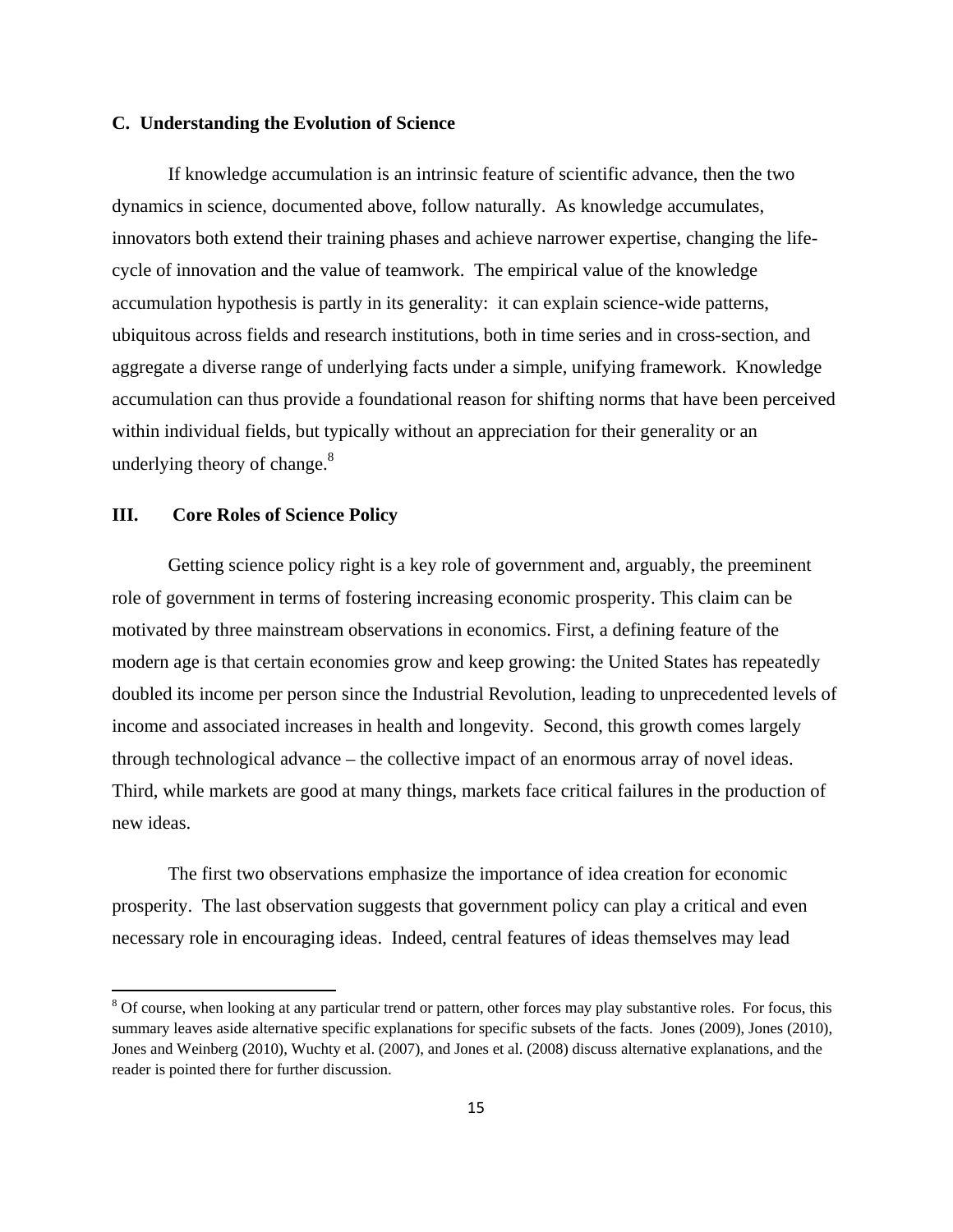### C. Understanding the Evolution of Science

If knowledge accumulation is an intrinsic feature of scientific advance, then the two dynamics in science, documented above, follow naturally. As knowledge accumulates, innovators both extend their training phases and achieve narrower expertise, changing the life-cycle of innovation and the value of teamwork. The empirical value of the knowledge accumulation hypothesis is partly in its generality: it can explain science-wide patterns, ubiquitous across fields and research institutions, both in time series and in cross-section, and aggregate a diverse range of underlying facts under a simple, unifying framework. Knowledge accumulation can thus provide a foundational reason for shifting norms that have been perceived within individual fields, but typically without an appreciation for their generality or an underlying theory of change.[8]

## III. Core Roles of Science Policy

Getting science policy right is a key role of government and, arguably, the preeminent role of government in terms of fostering increasing economic prosperity. This claim can be motivated by three mainstream observations in economics. First, a defining feature of the modern age is that certain economies grow and keep growing: the United States has repeatedly doubled its income per person since the Industrial Revolution, leading to unprecedented levels of income and associated increases in health and longevity. Second, this growth comes largely through technological advance – the collective impact of an enormous array of novel ideas. Third, while markets are good at many things, markets face critical failures in the production of new ideas.

The first two observations emphasize the importance of idea creation for economic prosperity. The last observation suggests that government policy can play a critical and even necessary role in encouraging ideas. Indeed, central features of ideas themselves may lead

[8] Of course, when looking at any particular trend or pattern, other forces may play substantive roles. For focus, this summary leaves aside alternative specific explanations for specific subsets of the facts. Jones (2009), Jones (2010), Jones and Weinberg (2010), Wuchty et al. (2007), and Jones et al. (2008) discuss alternative explanations, and the reader is pointed there for further discussion.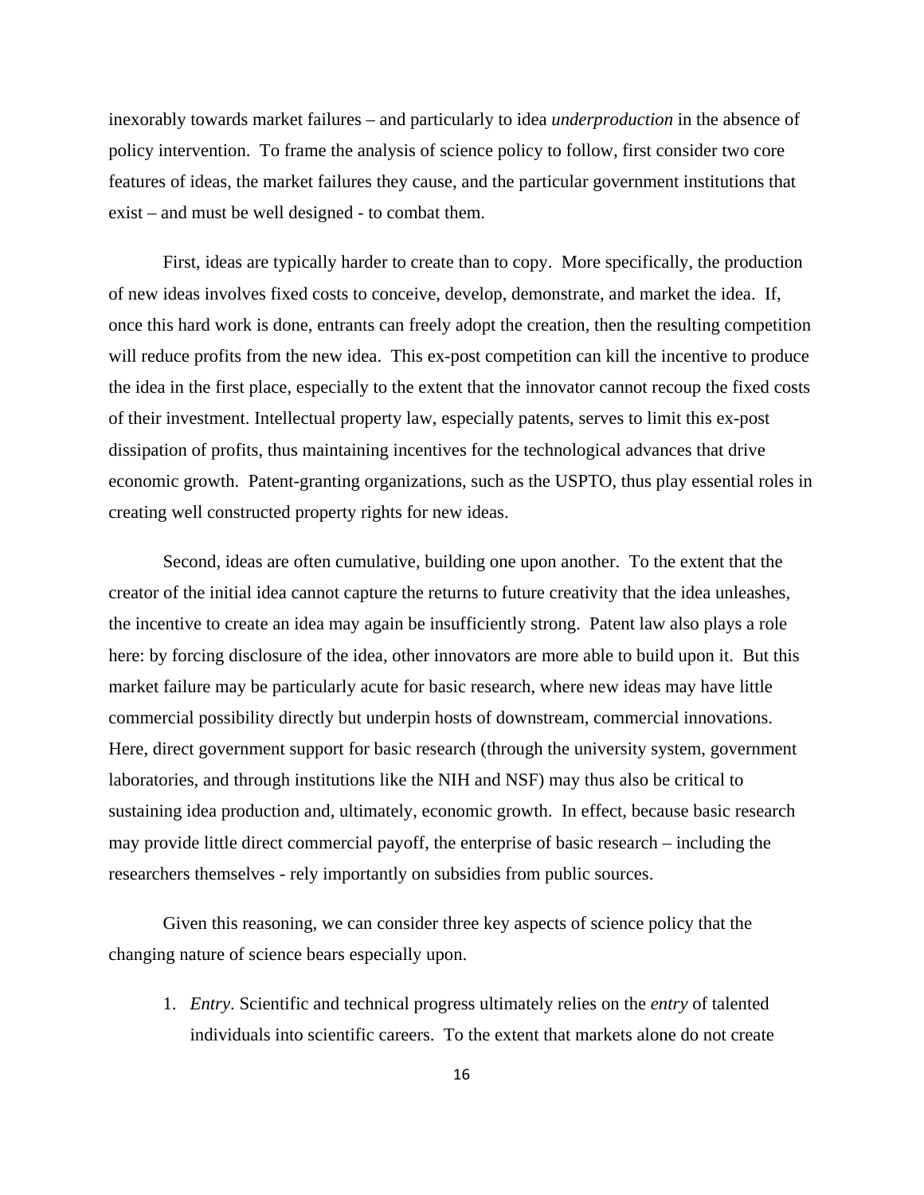inexorably towards market failures – and particularly to idea *underproduction* in the absence of policy intervention. To frame the analysis of science policy to follow, first consider two core features of ideas, the market failures they cause, and the particular government institutions that exist – and must be well designed - to combat them.

First, ideas are typically harder to create than to copy. More specifically, the production of new ideas involves fixed costs to conceive, develop, demonstrate, and market the idea. If, once this hard work is done, entrants can freely adopt the creation, then the resulting competition will reduce profits from the new idea. This ex-post competition can kill the incentive to produce the idea in the first place, especially to the extent that the innovator cannot recoup the fixed costs of their investment. Intellectual property law, especially patents, serves to limit this ex-post dissipation of profits, thus maintaining incentives for the technological advances that drive economic growth. Patent-granting organizations, such as the USPTO, thus play essential roles in creating well constructed property rights for new ideas.

Second, ideas are often cumulative, building one upon another. To the extent that the creator of the initial idea cannot capture the returns to future creativity that the idea unleashes, the incentive to create an idea may again be insufficiently strong. Patent law also plays a role here: by forcing disclosure of the idea, other innovators are more able to build upon it. But this market failure may be particularly acute for basic research, where new ideas may have little commercial possibility directly but underpin hosts of downstream, commercial innovations. Here, direct government support for basic research (through the university system, government laboratories, and through institutions like the NIH and NSF) may thus also be critical to sustaining idea production and, ultimately, economic growth. In effect, because basic research may provide little direct commercial payoff, the enterprise of basic research – including the researchers themselves - rely importantly on subsidies from public sources.

Given this reasoning, we can consider three key aspects of science policy that the changing nature of science bears especially upon.

1. *Entry*. Scientific and technical progress ultimately relies on the *entry* of talented individuals into scientific careers. To the extent that markets alone do not create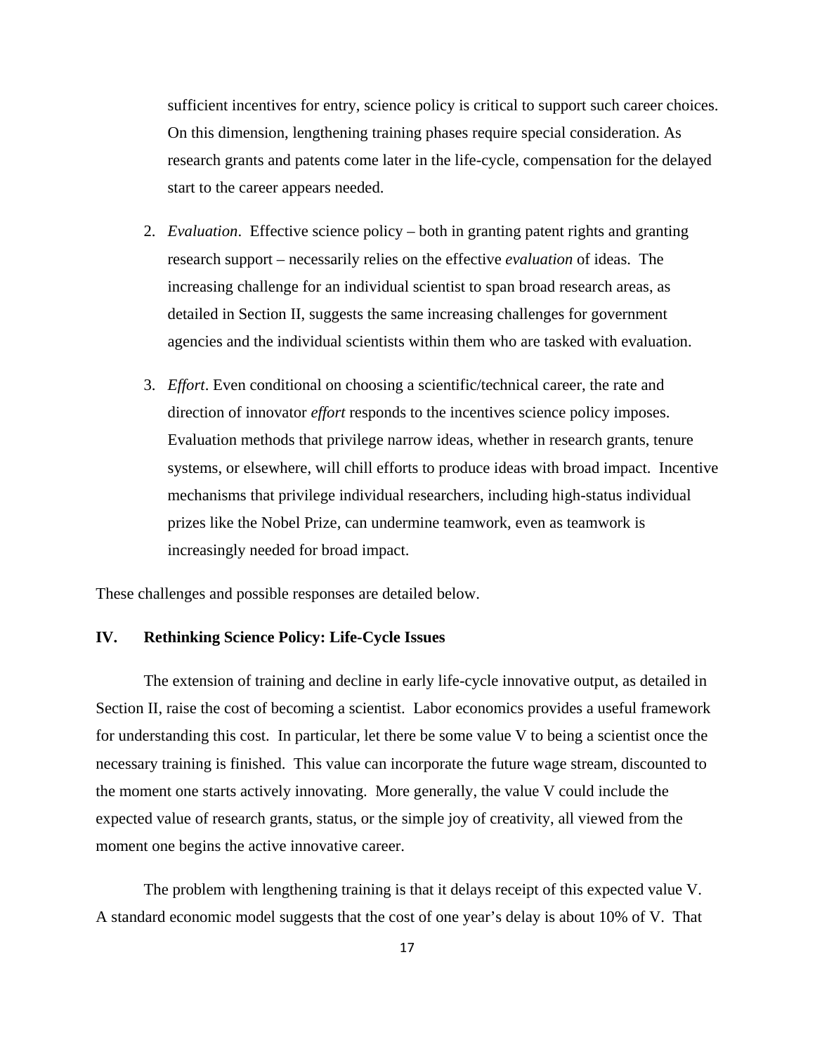sufficient incentives for entry, science policy is critical to support such career choices. On this dimension, lengthening training phases require special consideration. As research grants and patents come later in the life-cycle, compensation for the delayed start to the career appears needed.

2. *Evaluation*. Effective science policy – both in granting patent rights and granting research support – necessarily relies on the effective *evaluation* of ideas. The increasing challenge for an individual scientist to span broad research areas, as detailed in Section II, suggests the same increasing challenges for government agencies and the individual scientists within them who are tasked with evaluation.

3. *Effort*. Even conditional on choosing a scientific/technical career, the rate and direction of innovator *effort* responds to the incentives science policy imposes. Evaluation methods that privilege narrow ideas, whether in research grants, tenure systems, or elsewhere, will chill efforts to produce ideas with broad impact. Incentive mechanisms that privilege individual researchers, including high-status individual prizes like the Nobel Prize, can undermine teamwork, even as teamwork is increasingly needed for broad impact.

These challenges and possible responses are detailed below.

## IV. Rethinking Science Policy: Life-Cycle Issues

The extension of training and decline in early life-cycle innovative output, as detailed in Section II, raise the cost of becoming a scientist. Labor economics provides a useful framework for understanding this cost. In particular, let there be some value V to being a scientist once the necessary training is finished. This value can incorporate the future wage stream, discounted to the moment one starts actively innovating. More generally, the value V could include the expected value of research grants, status, or the simple joy of creativity, all viewed from the moment one begins the active innovative career.

The problem with lengthening training is that it delays receipt of this expected value V. A standard economic model suggests that the cost of one year's delay is about 10% of V. That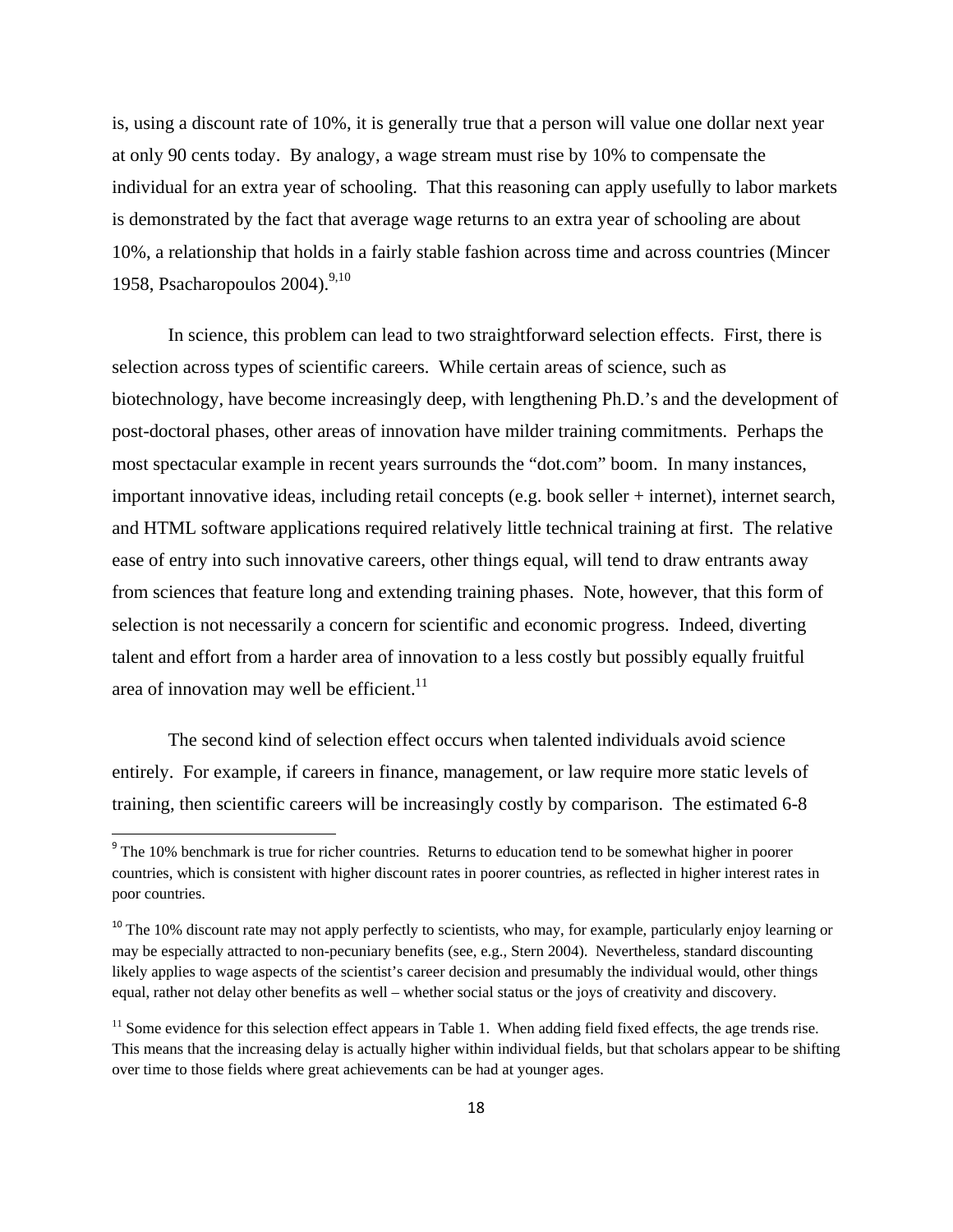is, using a discount rate of 10%, it is generally true that a person will value one dollar next year at only 90 cents today. By analogy, a wage stream must rise by 10% to compensate the individual for an extra year of schooling. That this reasoning can apply usefully to labor markets is demonstrated by the fact that average wage returns to an extra year of schooling are about 10%, a relationship that holds in a fairly stable fashion across time and across countries (Mincer 1958, Psacharopoulos 2004).[9,10]

In science, this problem can lead to two straightforward selection effects. First, there is selection across types of scientific careers. While certain areas of science, such as biotechnology, have become increasingly deep, with lengthening Ph.D.'s and the development of post-doctoral phases, other areas of innovation have milder training commitments. Perhaps the most spectacular example in recent years surrounds the "dot.com" boom. In many instances, important innovative ideas, including retail concepts (e.g. book seller + internet), internet search, and HTML software applications required relatively little technical training at first. The relative ease of entry into such innovative careers, other things equal, will tend to draw entrants away from sciences that feature long and extending training phases. Note, however, that this form of selection is not necessarily a concern for scientific and economic progress. Indeed, diverting talent and effort from a harder area of innovation to a less costly but possibly equally fruitful area of innovation may well be efficient.[11]

The second kind of selection effect occurs when talented individuals avoid science entirely. For example, if careers in finance, management, or law require more static levels of training, then scientific careers will be increasingly costly by comparison. The estimated 6-8

---

[9] The 10% benchmark is true for richer countries. Returns to education tend to be somewhat higher in poorer countries, which is consistent with higher discount rates in poorer countries, as reflected in higher interest rates in poor countries.

[10] The 10% discount rate may not apply perfectly to scientists, who may, for example, particularly enjoy learning or may be especially attracted to non-pecuniary benefits (see, e.g., Stern 2004). Nevertheless, standard discounting likely applies to wage aspects of the scientist's career decision and presumably the individual would, other things equal, rather not delay other benefits as well – whether social status or the joys of creativity and discovery.

[11] Some evidence for this selection effect appears in Table 1. When adding field fixed effects, the age trends rise. This means that the increasing delay is actually higher within individual fields, but that scholars appear to be shifting over time to those fields where great achievements can be had at younger ages.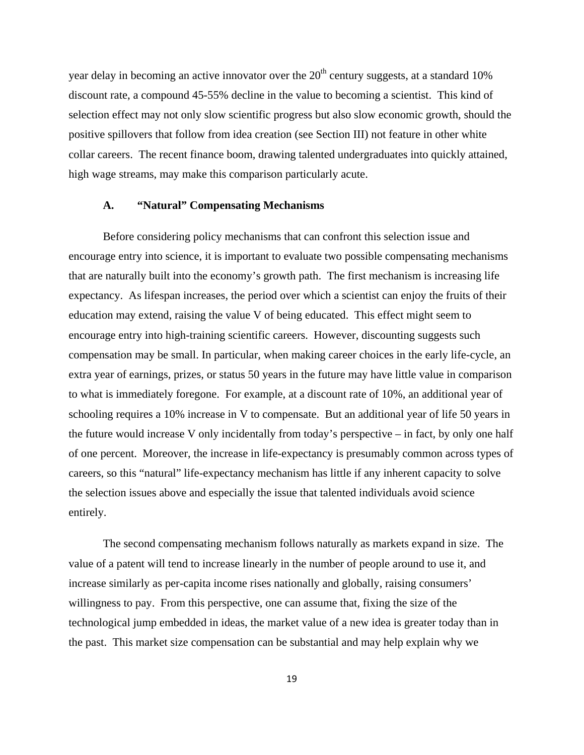year delay in becoming an active innovator over the $20^{th}$ century suggests, at a standard 10% discount rate, a compound 45-55% decline in the value to becoming a scientist. This kind of selection effect may not only slow scientific progress but also slow economic growth, should the positive spillovers that follow from idea creation (see Section III) not feature in other white collar careers. The recent finance boom, drawing talented undergraduates into quickly attained, high wage streams, may make this comparison particularly acute.

### A. "Natural" Compensating Mechanisms

Before considering policy mechanisms that can confront this selection issue and encourage entry into science, it is important to evaluate two possible compensating mechanisms that are naturally built into the economy's growth path. The first mechanism is increasing life expectancy. As lifespan increases, the period over which a scientist can enjoy the fruits of their education may extend, raising the value V of being educated. This effect might seem to encourage entry into high-training scientific careers. However, discounting suggests such compensation may be small. In particular, when making career choices in the early life-cycle, an extra year of earnings, prizes, or status 50 years in the future may have little value in comparison to what is immediately foregone. For example, at a discount rate of 10%, an additional year of schooling requires a 10% increase in V to compensate. But an additional year of life 50 years in the future would increase V only incidentally from today's perspective – in fact, by only one half of one percent. Moreover, the increase in life-expectancy is presumably common across types of careers, so this "natural" life-expectancy mechanism has little if any inherent capacity to solve the selection issues above and especially the issue that talented individuals avoid science entirely.

The second compensating mechanism follows naturally as markets expand in size. The value of a patent will tend to increase linearly in the number of people around to use it, and increase similarly as per-capita income rises nationally and globally, raising consumers' willingness to pay. From this perspective, one can assume that, fixing the size of the technological jump embedded in ideas, the market value of a new idea is greater today than in the past. This market size compensation can be substantial and may help explain why we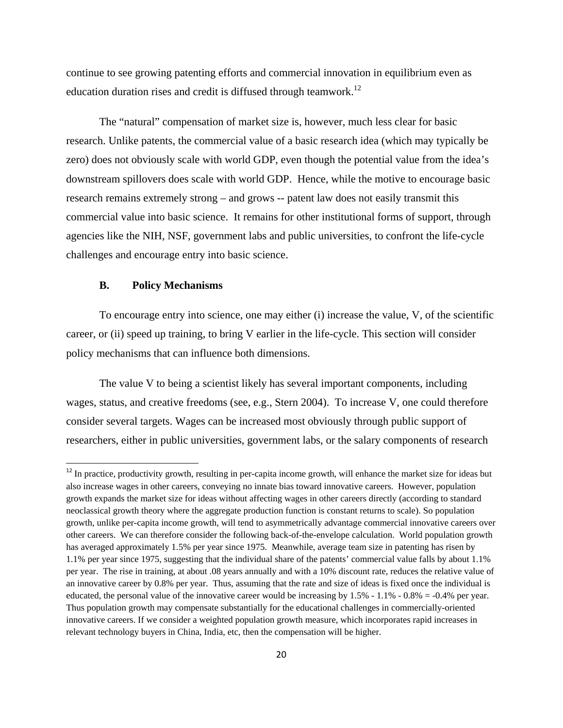continue to see growing patenting efforts and commercial innovation in equilibrium even as education duration rises and credit is diffused through teamwork.[12]

The "natural" compensation of market size is, however, much less clear for basic research. Unlike patents, the commercial value of a basic research idea (which may typically be zero) does not obviously scale with world GDP, even though the potential value from the idea's downstream spillovers does scale with world GDP. Hence, while the motive to encourage basic research remains extremely strong – and grows -- patent law does not easily transmit this commercial value into basic science. It remains for other institutional forms of support, through agencies like the NIH, NSF, government labs and public universities, to confront the life-cycle challenges and encourage entry into basic science.

### B. Policy Mechanisms

To encourage entry into science, one may either (i) increase the value, V, of the scientific career, or (ii) speed up training, to bring V earlier in the life-cycle. This section will consider policy mechanisms that can influence both dimensions.

The value V to being a scientist likely has several important components, including wages, status, and creative freedoms (see, e.g., Stern 2004). To increase V, one could therefore consider several targets. Wages can be increased most obviously through public support of researchers, either in public universities, government labs, or the salary components of research

---

[12] In practice, productivity growth, resulting in per-capita income growth, will enhance the market size for ideas but also increase wages in other careers, conveying no innate bias toward innovative careers. However, population growth expands the market size for ideas without affecting wages in other careers directly (according to standard neoclassical growth theory where the aggregate production function is constant returns to scale). So population growth, unlike per-capita income growth, will tend to asymmetrically advantage commercial innovative careers over other careers. We can therefore consider the following back-of-the-envelope calculation. World population growth has averaged approximately 1.5% per year since 1975. Meanwhile, average team size in patenting has risen by 1.1% per year since 1975, suggesting that the individual share of the patents' commercial value falls by about 1.1% per year. The rise in training, at about .08 years annually and with a 10% discount rate, reduces the relative value of an innovative career by 0.8% per year. Thus, assuming that the rate and size of ideas is fixed once the individual is educated, the personal value of the innovative career would be increasing by 1.5% - 1.1% - 0.8% = -0.4% per year. Thus population growth may compensate substantially for the educational challenges in commercially-oriented innovative careers. If we consider a weighted population growth measure, which incorporates rapid increases in relevant technology buyers in China, India, etc, then the compensation will be higher.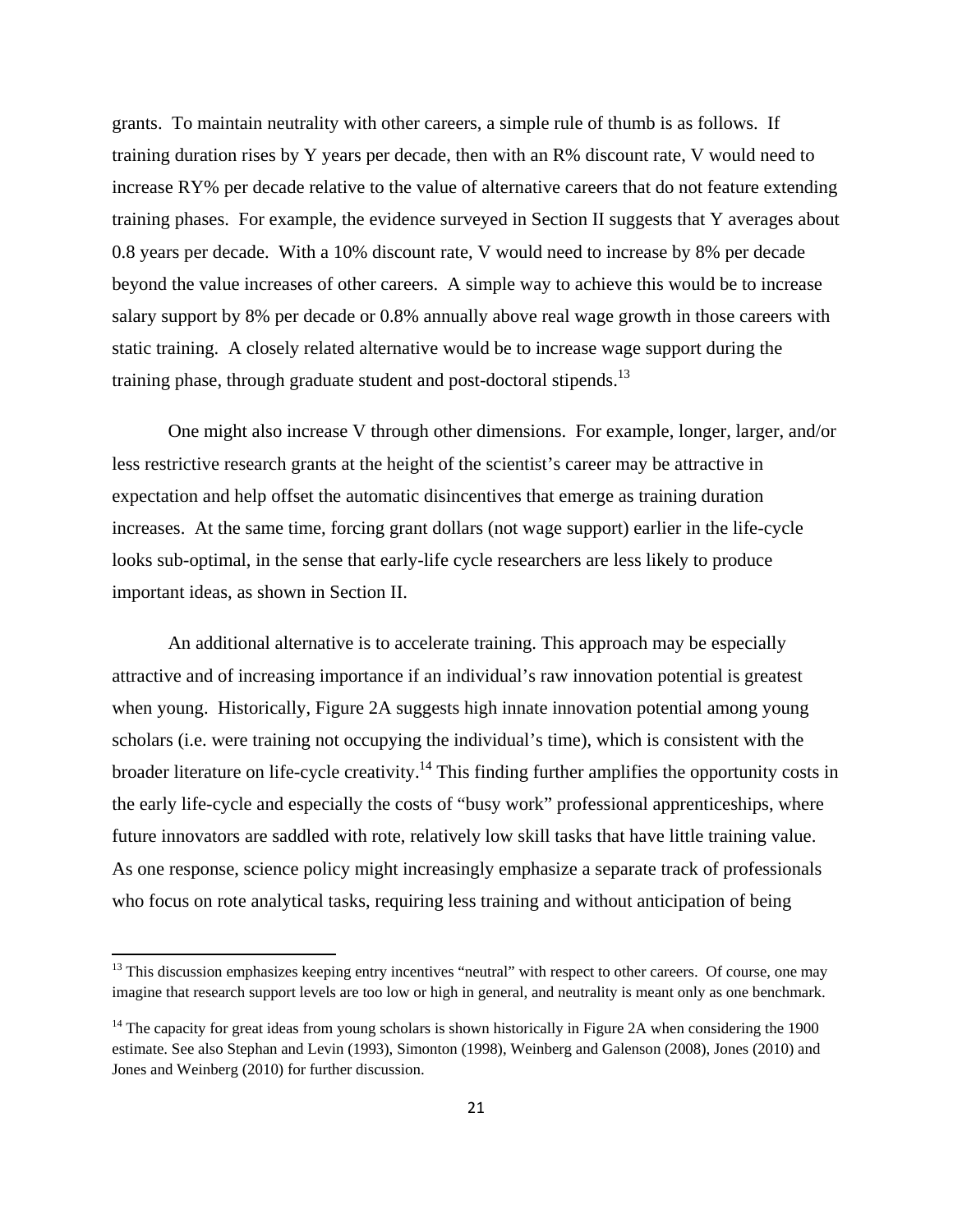grants. To maintain neutrality with other careers, a simple rule of thumb is as follows. If training duration rises by Y years per decade, then with an R% discount rate, V would need to increase RY% per decade relative to the value of alternative careers that do not feature extending training phases. For example, the evidence surveyed in Section II suggests that Y averages about 0.8 years per decade. With a 10% discount rate, V would need to increase by 8% per decade beyond the value increases of other careers. A simple way to achieve this would be to increase salary support by 8% per decade or 0.8% annually above real wage growth in those careers with static training. A closely related alternative would be to increase wage support during the training phase, through graduate student and post-doctoral stipends.[13]

One might also increase V through other dimensions. For example, longer, larger, and/or less restrictive research grants at the height of the scientist's career may be attractive in expectation and help offset the automatic disincentives that emerge as training duration increases. At the same time, forcing grant dollars (not wage support) earlier in the life-cycle looks sub-optimal, in the sense that early-life cycle researchers are less likely to produce important ideas, as shown in Section II.

An additional alternative is to accelerate training. This approach may be especially attractive and of increasing importance if an individual's raw innovation potential is greatest when young. Historically, Figure 2A suggests high innate innovation potential among young scholars (i.e. were training not occupying the individual's time), which is consistent with the broader literature on life-cycle creativity.[14] This finding further amplifies the opportunity costs in the early life-cycle and especially the costs of "busy work" professional apprenticeships, where future innovators are saddled with rote, relatively low skill tasks that have little training value. As one response, science policy might increasingly emphasize a separate track of professionals who focus on rote analytical tasks, requiring less training and without anticipation of being

[13] This discussion emphasizes keeping entry incentives "neutral" with respect to other careers. Of course, one may imagine that research support levels are too low or high in general, and neutrality is meant only as one benchmark.

[14] The capacity for great ideas from young scholars is shown historically in Figure 2A when considering the 1900 estimate. See also Stephan and Levin (1993), Simonton (1998), Weinberg and Galenson (2008), Jones (2010) and Jones and Weinberg (2010) for further discussion.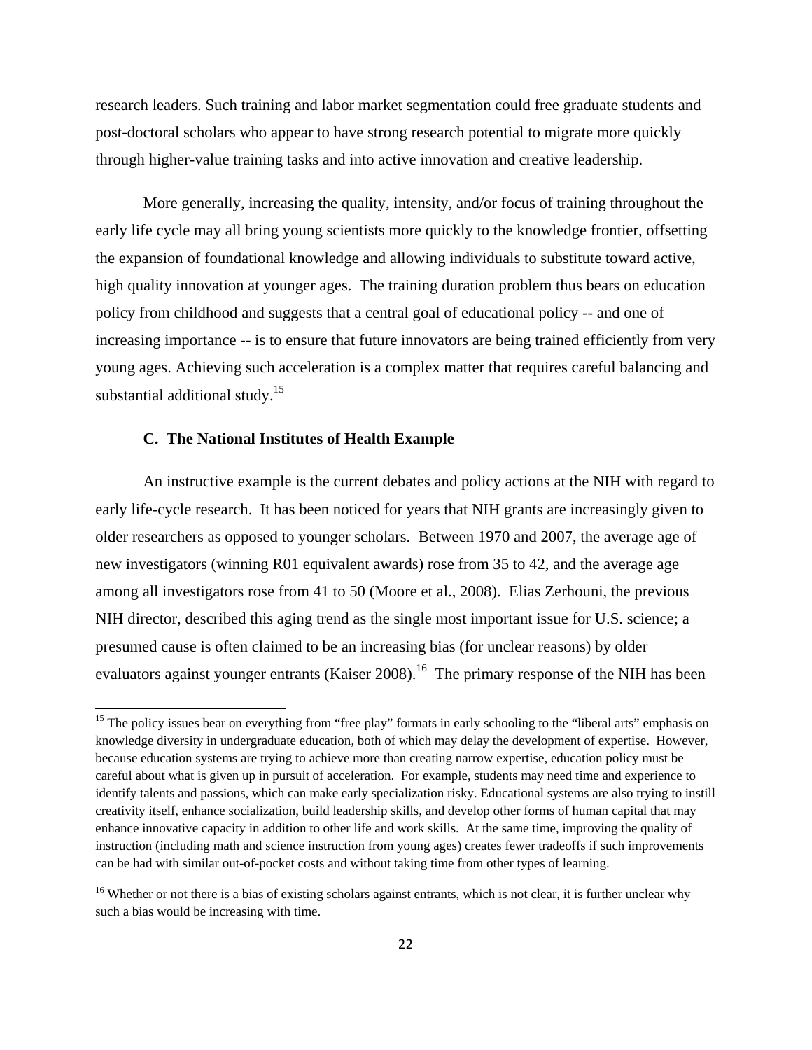research leaders. Such training and labor market segmentation could free graduate students and post-doctoral scholars who appear to have strong research potential to migrate more quickly through higher-value training tasks and into active innovation and creative leadership.

More generally, increasing the quality, intensity, and/or focus of training throughout the early life cycle may all bring young scientists more quickly to the knowledge frontier, offsetting the expansion of foundational knowledge and allowing individuals to substitute toward active, high quality innovation at younger ages. The training duration problem thus bears on education policy from childhood and suggests that a central goal of educational policy -- and one of increasing importance -- is to ensure that future innovators are being trained efficiently from very young ages. Achieving such acceleration is a complex matter that requires careful balancing and substantial additional study.[15]

### C. The National Institutes of Health Example

An instructive example is the current debates and policy actions at the NIH with regard to early life-cycle research. It has been noticed for years that NIH grants are increasingly given to older researchers as opposed to younger scholars. Between 1970 and 2007, the average age of new investigators (winning R01 equivalent awards) rose from 35 to 42, and the average age among all investigators rose from 41 to 50 (Moore et al., 2008). Elias Zerhouni, the previous NIH director, described this aging trend as the single most important issue for U.S. science; a presumed cause is often claimed to be an increasing bias (for unclear reasons) by older evaluators against younger entrants (Kaiser 2008).[16] The primary response of the NIH has been

---

[15] The policy issues bear on everything from "free play" formats in early schooling to the "liberal arts" emphasis on knowledge diversity in undergraduate education, both of which may delay the development of expertise. However, because education systems are trying to achieve more than creating narrow expertise, education policy must be careful about what is given up in pursuit of acceleration. For example, students may need time and experience to identify talents and passions, which can make early specialization risky. Educational systems are also trying to instill creativity itself, enhance socialization, build leadership skills, and develop other forms of human capital that may enhance innovative capacity in addition to other life and work skills. At the same time, improving the quality of instruction (including math and science instruction from young ages) creates fewer tradeoffs if such improvements can be had with similar out-of-pocket costs and without taking time from other types of learning.

[16] Whether or not there is a bias of existing scholars against entrants, which is not clear, it is further unclear why such a bias would be increasing with time.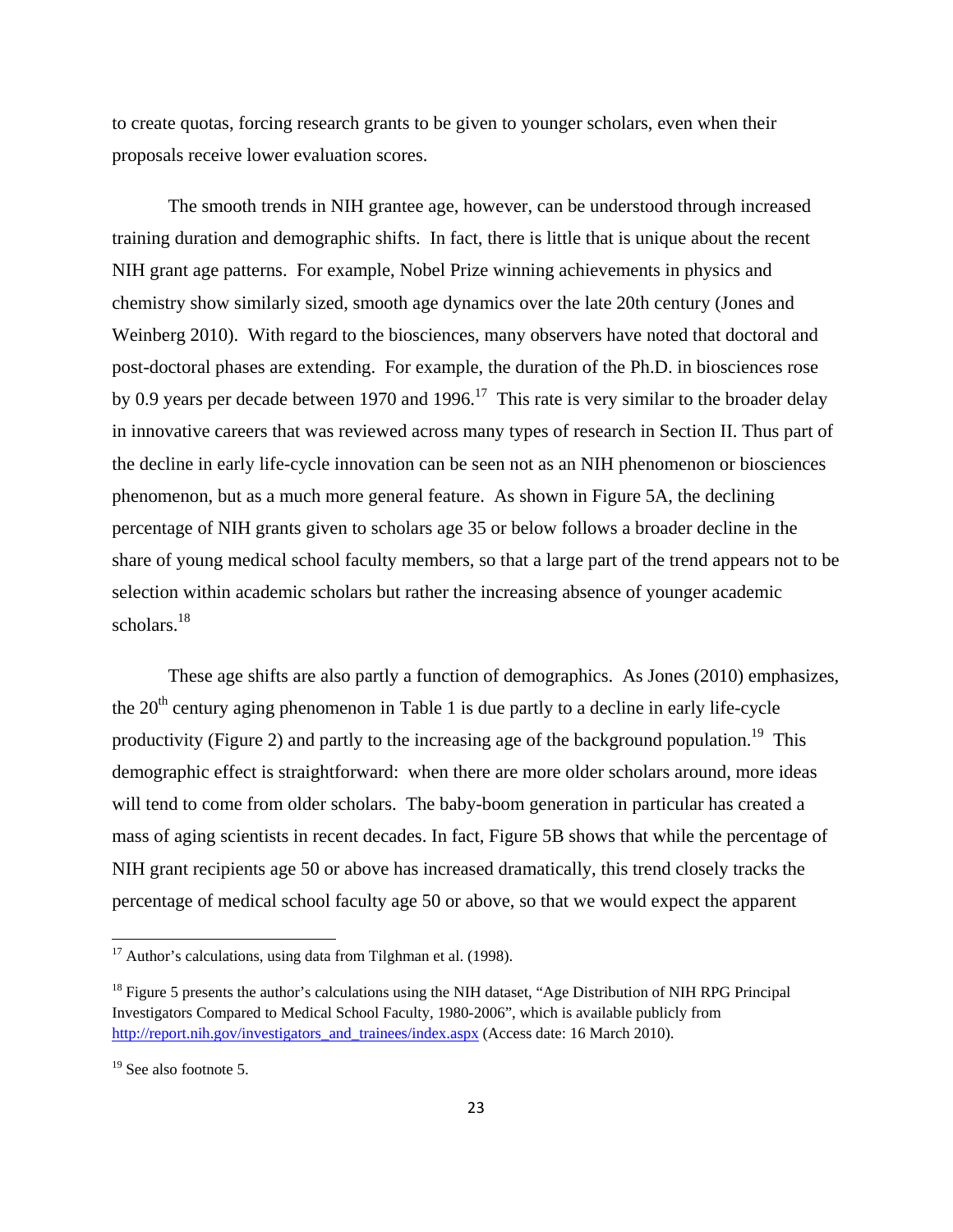to create quotas, forcing research grants to be given to younger scholars, even when their proposals receive lower evaluation scores.

The smooth trends in NIH grantee age, however, can be understood through increased training duration and demographic shifts. In fact, there is little that is unique about the recent NIH grant age patterns. For example, Nobel Prize winning achievements in physics and chemistry show similarly sized, smooth age dynamics over the late 20th century (Jones and Weinberg 2010). With regard to the biosciences, many observers have noted that doctoral and post-doctoral phases are extending. For example, the duration of the Ph.D. in biosciences rose by 0.9 years per decade between 1970 and 1996.[17] This rate is very similar to the broader delay in innovative careers that was reviewed across many types of research in Section II. Thus part of the decline in early life-cycle innovation can be seen not as an NIH phenomenon or biosciences phenomenon, but as a much more general feature. As shown in Figure 5A, the declining percentage of NIH grants given to scholars age 35 or below follows a broader decline in the share of young medical school faculty members, so that a large part of the trend appears not to be selection within academic scholars but rather the increasing absence of younger academic scholars.[18]

These age shifts are also partly a function of demographics. As Jones (2010) emphasizes, the 20th century aging phenomenon in Table 1 is due partly to a decline in early life-cycle productivity (Figure 2) and partly to the increasing age of the background population.[19] This demographic effect is straightforward: when there are more older scholars around, more ideas will tend to come from older scholars. The baby-boom generation in particular has created a mass of aging scientists in recent decades. In fact, Figure 5B shows that while the percentage of NIH grant recipients age 50 or above has increased dramatically, this trend closely tracks the percentage of medical school faculty age 50 or above, so that we would expect the apparent

---

[17] Author's calculations, using data from Tilghman et al. (1998).

[18] Figure 5 presents the author's calculations using the NIH dataset, "Age Distribution of NIH RPG Principal Investigators Compared to Medical School Faculty, 1980-2006", which is available publicly from http://report.nih.gov/investigators_and_trainees/index.aspx (Access date: 16 March 2010).

[19] See also footnote 5.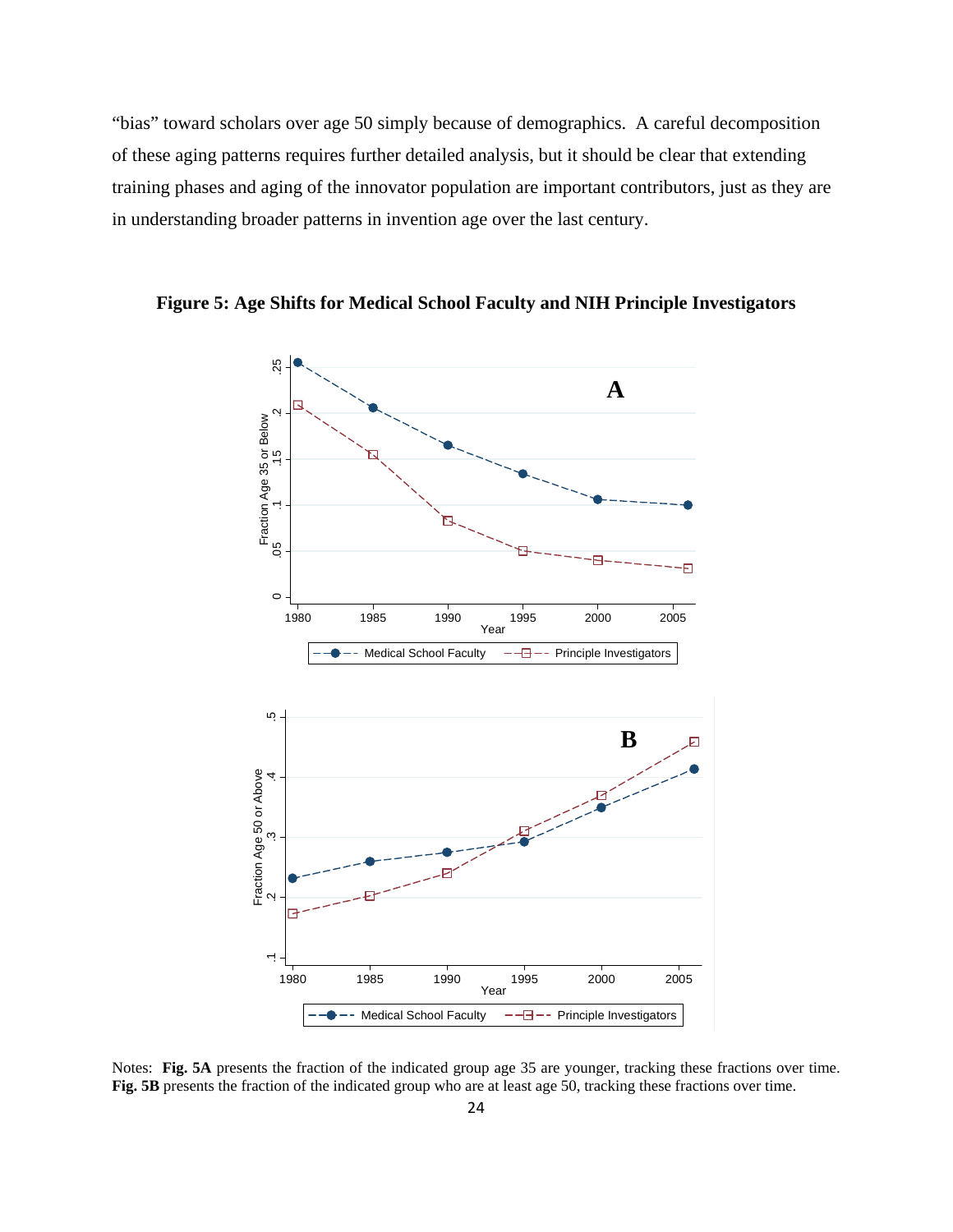"bias" toward scholars over age 50 simply because of demographics. A careful decomposition of these aging patterns requires further detailed analysis, but it should be clear that extending training phases and aging of the innovator population are important contributors, just as they are in understanding broader patterns in invention age over the last century.

**Figure 5: Age Shifts for Medical School Faculty and NIH Principle Investigators**

Notes: **Fig. 5A** presents the fraction of the indicated group age 35 are younger, tracking these fractions over time. **Fig. 5B** presents the fraction of the indicated group who are at least age 50, tracking these fractions over time.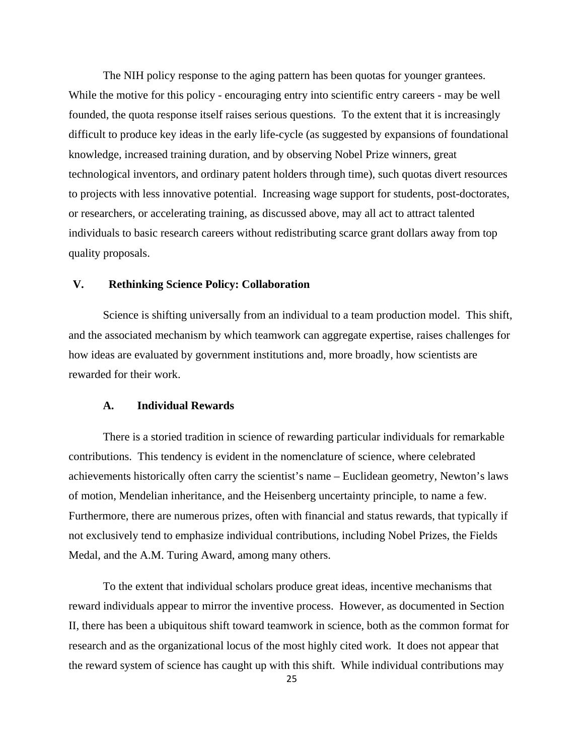The NIH policy response to the aging pattern has been quotas for younger grantees. While the motive for this policy - encouraging entry into scientific entry careers - may be well founded, the quota response itself raises serious questions. To the extent that it is increasingly difficult to produce key ideas in the early life-cycle (as suggested by expansions of foundational knowledge, increased training duration, and by observing Nobel Prize winners, great technological inventors, and ordinary patent holders through time), such quotas divert resources to projects with less innovative potential. Increasing wage support for students, post-doctorates, or researchers, or accelerating training, as discussed above, may all act to attract talented individuals to basic research careers without redistributing scarce grant dollars away from top quality proposals.

## V. Rethinking Science Policy: Collaboration

Science is shifting universally from an individual to a team production model. This shift, and the associated mechanism by which teamwork can aggregate expertise, raises challenges for how ideas are evaluated by government institutions and, more broadly, how scientists are rewarded for their work.

### A. Individual Rewards

There is a storied tradition in science of rewarding particular individuals for remarkable contributions. This tendency is evident in the nomenclature of science, where celebrated achievements historically often carry the scientist's name – Euclidean geometry, Newton's laws of motion, Mendelian inheritance, and the Heisenberg uncertainty principle, to name a few. Furthermore, there are numerous prizes, often with financial and status rewards, that typically if not exclusively tend to emphasize individual contributions, including Nobel Prizes, the Fields Medal, and the A.M. Turing Award, among many others.

To the extent that individual scholars produce great ideas, incentive mechanisms that reward individuals appear to mirror the inventive process. However, as documented in Section II, there has been a ubiquitous shift toward teamwork in science, both as the common format for research and as the organizational locus of the most highly cited work. It does not appear that the reward system of science has caught up with this shift. While individual contributions may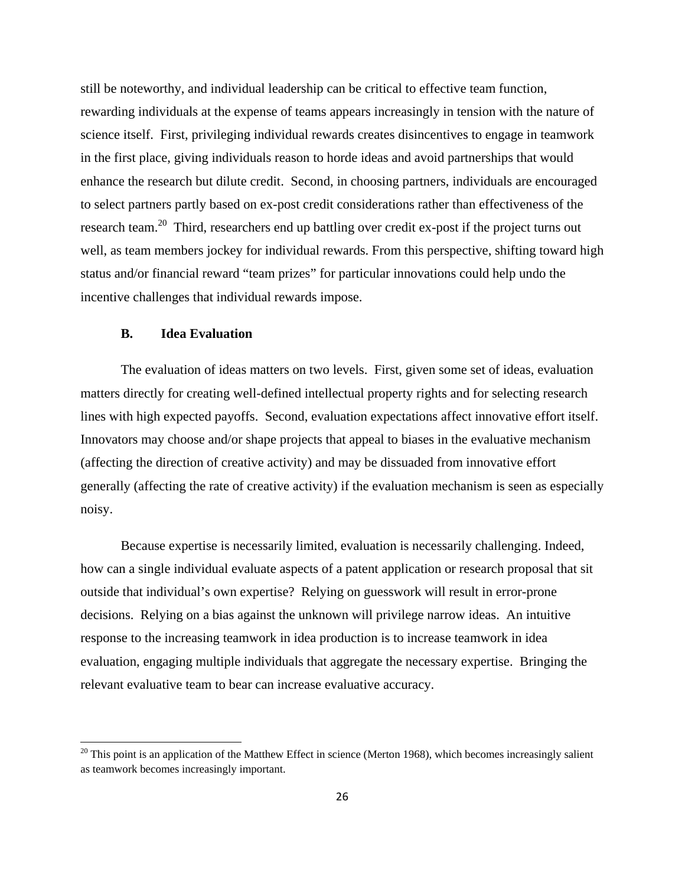still be noteworthy, and individual leadership can be critical to effective team function, rewarding individuals at the expense of teams appears increasingly in tension with the nature of science itself. First, privileging individual rewards creates disincentives to engage in teamwork in the first place, giving individuals reason to horde ideas and avoid partnerships that would enhance the research but dilute credit. Second, in choosing partners, individuals are encouraged to select partners partly based on ex-post credit considerations rather than effectiveness of the research team.[20] Third, researchers end up battling over credit ex-post if the project turns out well, as team members jockey for individual rewards. From this perspective, shifting toward high status and/or financial reward "team prizes" for particular innovations could help undo the incentive challenges that individual rewards impose.

### B. Idea Evaluation

The evaluation of ideas matters on two levels. First, given some set of ideas, evaluation matters directly for creating well-defined intellectual property rights and for selecting research lines with high expected payoffs. Second, evaluation expectations affect innovative effort itself. Innovators may choose and/or shape projects that appeal to biases in the evaluative mechanism (affecting the direction of creative activity) and may be dissuaded from innovative effort generally (affecting the rate of creative activity) if the evaluation mechanism is seen as especially noisy.

Because expertise is necessarily limited, evaluation is necessarily challenging. Indeed, how can a single individual evaluate aspects of a patent application or research proposal that sit outside that individual's own expertise? Relying on guesswork will result in error-prone decisions. Relying on a bias against the unknown will privilege narrow ideas. An intuitive response to the increasing teamwork in idea production is to increase teamwork in idea evaluation, engaging multiple individuals that aggregate the necessary expertise. Bringing the relevant evaluative team to bear can increase evaluative accuracy.

[20] This point is an application of the Matthew Effect in science (Merton 1968), which becomes increasingly salient as teamwork becomes increasingly important.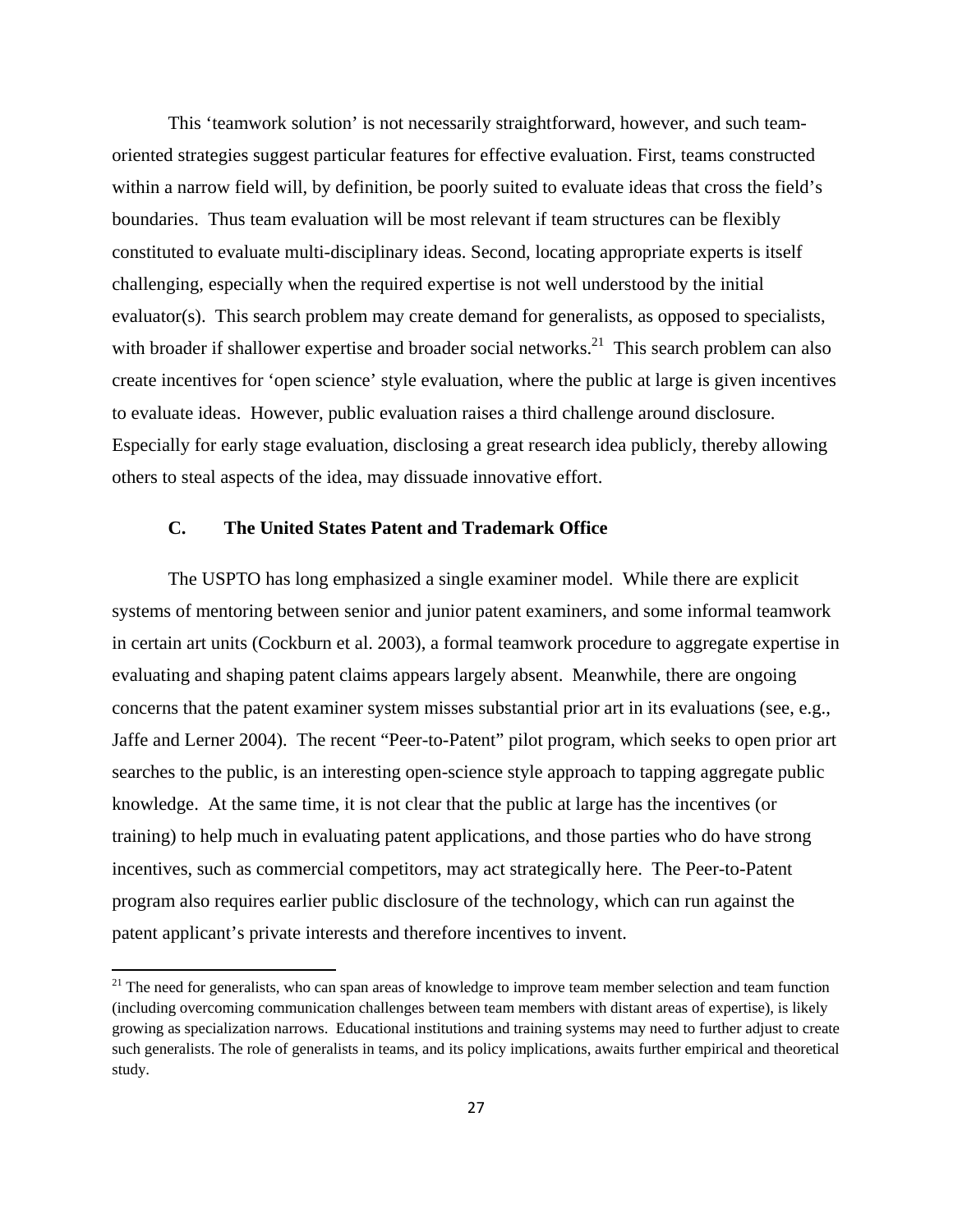This 'teamwork solution' is not necessarily straightforward, however, and such team-oriented strategies suggest particular features for effective evaluation. First, teams constructed within a narrow field will, by definition, be poorly suited to evaluate ideas that cross the field's boundaries. Thus team evaluation will be most relevant if team structures can be flexibly constituted to evaluate multi-disciplinary ideas. Second, locating appropriate experts is itself challenging, especially when the required expertise is not well understood by the initial evaluator(s). This search problem may create demand for generalists, as opposed to specialists, with broader if shallower expertise and broader social networks.[21] This search problem can also create incentives for 'open science' style evaluation, where the public at large is given incentives to evaluate ideas. However, public evaluation raises a third challenge around disclosure. Especially for early stage evaluation, disclosing a great research idea publicly, thereby allowing others to steal aspects of the idea, may dissuade innovative effort.

### C. The United States Patent and Trademark Office

The USPTO has long emphasized a single examiner model. While there are explicit systems of mentoring between senior and junior patent examiners, and some informal teamwork in certain art units (Cockburn et al. 2003), a formal teamwork procedure to aggregate expertise in evaluating and shaping patent claims appears largely absent. Meanwhile, there are ongoing concerns that the patent examiner system misses substantial prior art in its evaluations (see, e.g., Jaffe and Lerner 2004). The recent "Peer-to-Patent" pilot program, which seeks to open prior art searches to the public, is an interesting open-science style approach to tapping aggregate public knowledge. At the same time, it is not clear that the public at large has the incentives (or training) to help much in evaluating patent applications, and those parties who do have strong incentives, such as commercial competitors, may act strategically here. The Peer-to-Patent program also requires earlier public disclosure of the technology, which can run against the patent applicant's private interests and therefore incentives to invent.

[21] The need for generalists, who can span areas of knowledge to improve team member selection and team function (including overcoming communication challenges between team members with distant areas of expertise), is likely growing as specialization narrows. Educational institutions and training systems may need to further adjust to create such generalists. The role of generalists in teams, and its policy implications, awaits further empirical and theoretical study.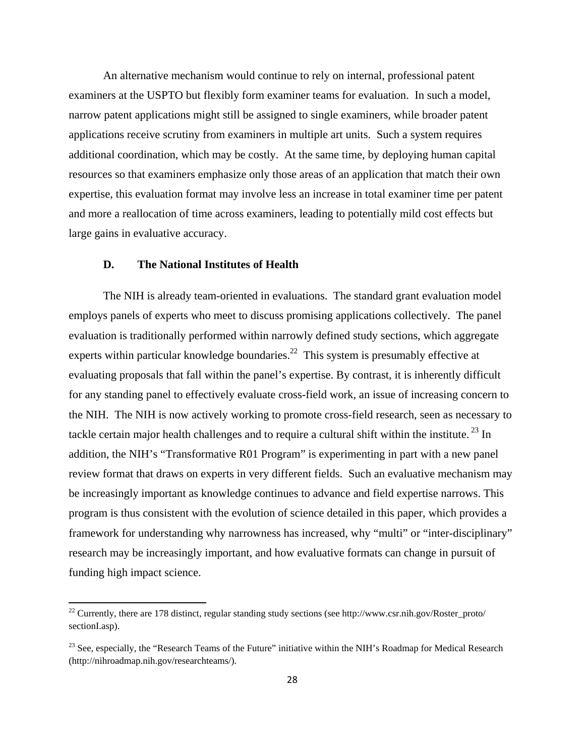An alternative mechanism would continue to rely on internal, professional patent examiners at the USPTO but flexibly form examiner teams for evaluation. In such a model, narrow patent applications might still be assigned to single examiners, while broader patent applications receive scrutiny from examiners in multiple art units. Such a system requires additional coordination, which may be costly. At the same time, by deploying human capital resources so that examiners emphasize only those areas of an application that match their own expertise, this evaluation format may involve less an increase in total examiner time per patent and more a reallocation of time across examiners, leading to potentially mild cost effects but large gains in evaluative accuracy.

### D. The National Institutes of Health

The NIH is already team-oriented in evaluations. The standard grant evaluation model employs panels of experts who meet to discuss promising applications collectively. The panel evaluation is traditionally performed within narrowly defined study sections, which aggregate experts within particular knowledge boundaries.[22] This system is presumably effective at evaluating proposals that fall within the panel's expertise. By contrast, it is inherently difficult for any standing panel to effectively evaluate cross-field work, an issue of increasing concern to the NIH. The NIH is now actively working to promote cross-field research, seen as necessary to tackle certain major health challenges and to require a cultural shift within the institute.[23] In addition, the NIH's "Transformative R01 Program" is experimenting in part with a new panel review format that draws on experts in very different fields. Such an evaluative mechanism may be increasingly important as knowledge continues to advance and field expertise narrows. This program is thus consistent with the evolution of science detailed in this paper, which provides a framework for understanding why narrowness has increased, why "multi" or "inter-disciplinary" research may be increasingly important, and how evaluative formats can change in pursuit of funding high impact science.

---

[22] Currently, there are 178 distinct, regular standing study sections (see http://www.csr.nih.gov/Roster_proto/sectionI.asp).

[23] See, especially, the "Research Teams of the Future" initiative within the NIH's Roadmap for Medical Research (http://nihroadmap.nih.gov/researchteams/).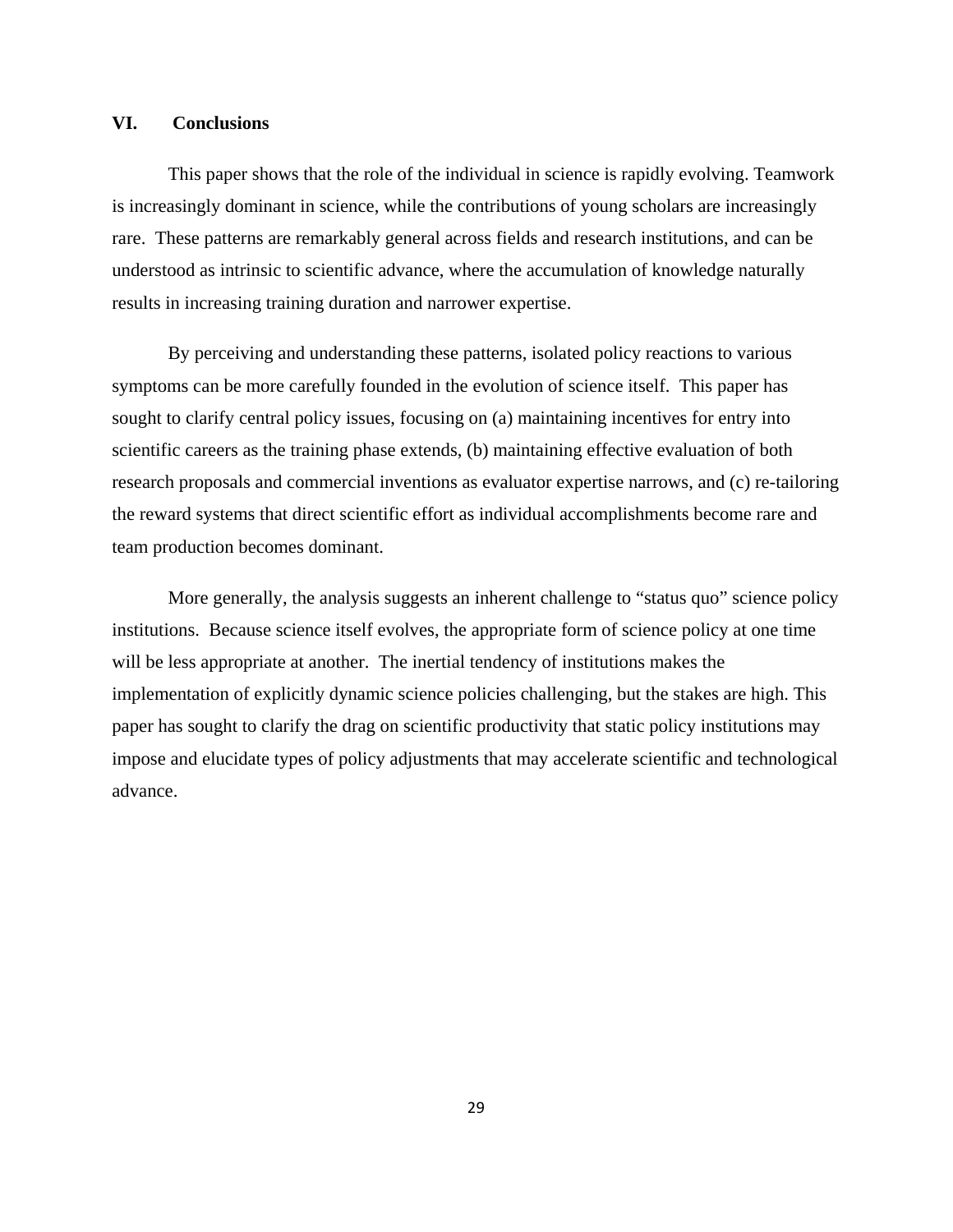## VI. Conclusions

This paper shows that the role of the individual in science is rapidly evolving. Teamwork is increasingly dominant in science, while the contributions of young scholars are increasingly rare. These patterns are remarkably general across fields and research institutions, and can be understood as intrinsic to scientific advance, where the accumulation of knowledge naturally results in increasing training duration and narrower expertise.

By perceiving and understanding these patterns, isolated policy reactions to various symptoms can be more carefully founded in the evolution of science itself. This paper has sought to clarify central policy issues, focusing on (a) maintaining incentives for entry into scientific careers as the training phase extends, (b) maintaining effective evaluation of both research proposals and commercial inventions as evaluator expertise narrows, and (c) re-tailoring the reward systems that direct scientific effort as individual accomplishments become rare and team production becomes dominant.

More generally, the analysis suggests an inherent challenge to "status quo" science policy institutions. Because science itself evolves, the appropriate form of science policy at one time will be less appropriate at another. The inertial tendency of institutions makes the implementation of explicitly dynamic science policies challenging, but the stakes are high. This paper has sought to clarify the drag on scientific productivity that static policy institutions may impose and elucidate types of policy adjustments that may accelerate scientific and technological advance.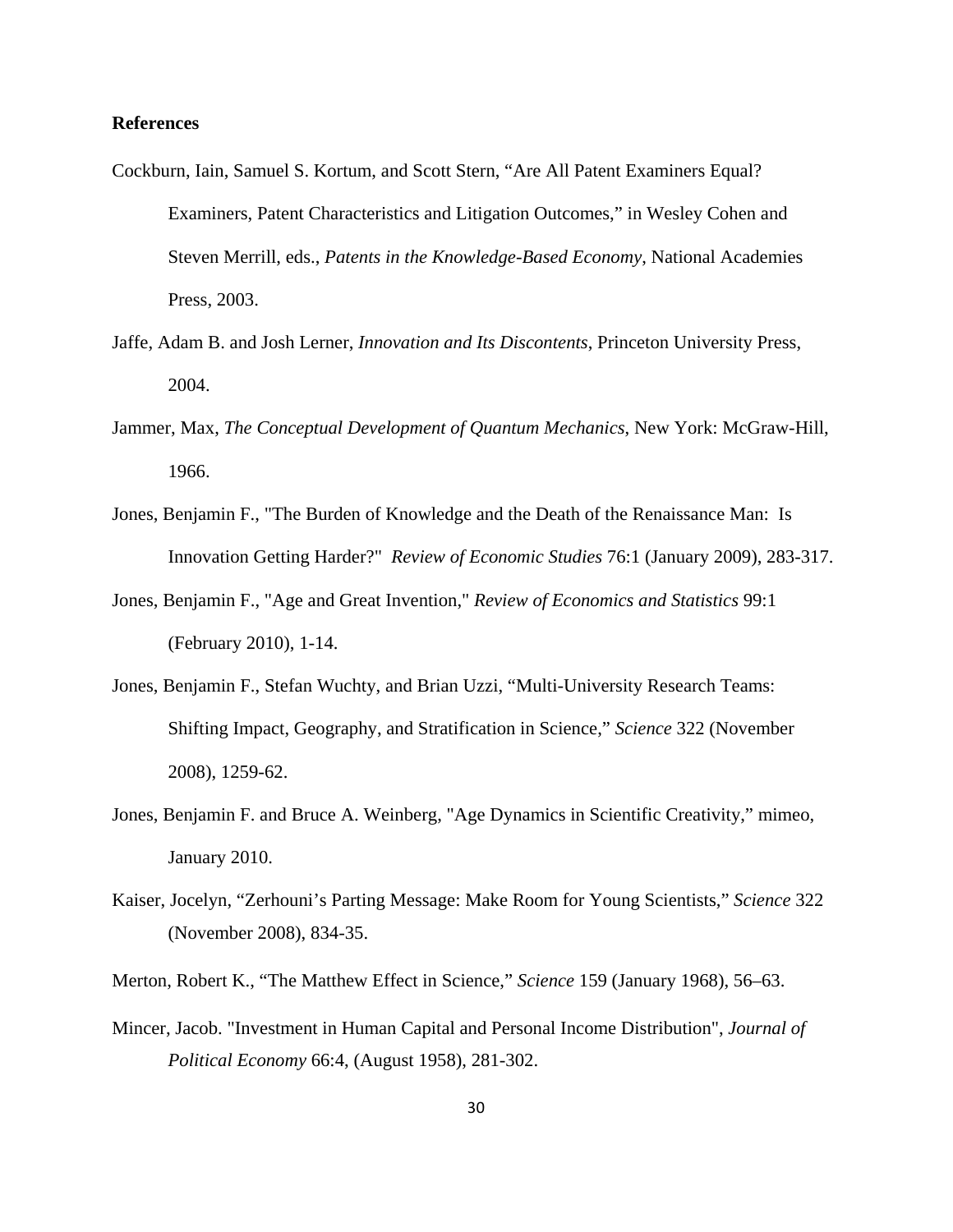**References**

Cockburn, Iain, Samuel S. Kortum, and Scott Stern, "Are All Patent Examiners Equal? Examiners, Patent Characteristics and Litigation Outcomes," in Wesley Cohen and Steven Merrill, eds., *Patents in the Knowledge-Based Economy*, National Academies Press, 2003.

Jaffe, Adam B. and Josh Lerner, *Innovation and Its Discontents*, Princeton University Press, 2004.

Jammer, Max, *The Conceptual Development of Quantum Mechanics*, New York: McGraw-Hill, 1966.

Jones, Benjamin F., "The Burden of Knowledge and the Death of the Renaissance Man: Is Innovation Getting Harder?" *Review of Economic Studies* 76:1 (January 2009), 283-317.

Jones, Benjamin F., "Age and Great Invention," *Review of Economics and Statistics* 99:1 (February 2010), 1-14.

Jones, Benjamin F., Stefan Wuchty, and Brian Uzzi, "Multi-University Research Teams: Shifting Impact, Geography, and Stratification in Science," *Science* 322 (November 2008), 1259-62.

Jones, Benjamin F. and Bruce A. Weinberg, "Age Dynamics in Scientific Creativity," mimeo, January 2010.

Kaiser, Jocelyn, "Zerhouni's Parting Message: Make Room for Young Scientists," *Science* 322 (November 2008), 834-35.

Merton, Robert K., "The Matthew Effect in Science," *Science* 159 (January 1968), 56–63.

Mincer, Jacob. "Investment in Human Capital and Personal Income Distribution", *Journal of Political Economy* 66:4, (August 1958), 281-302.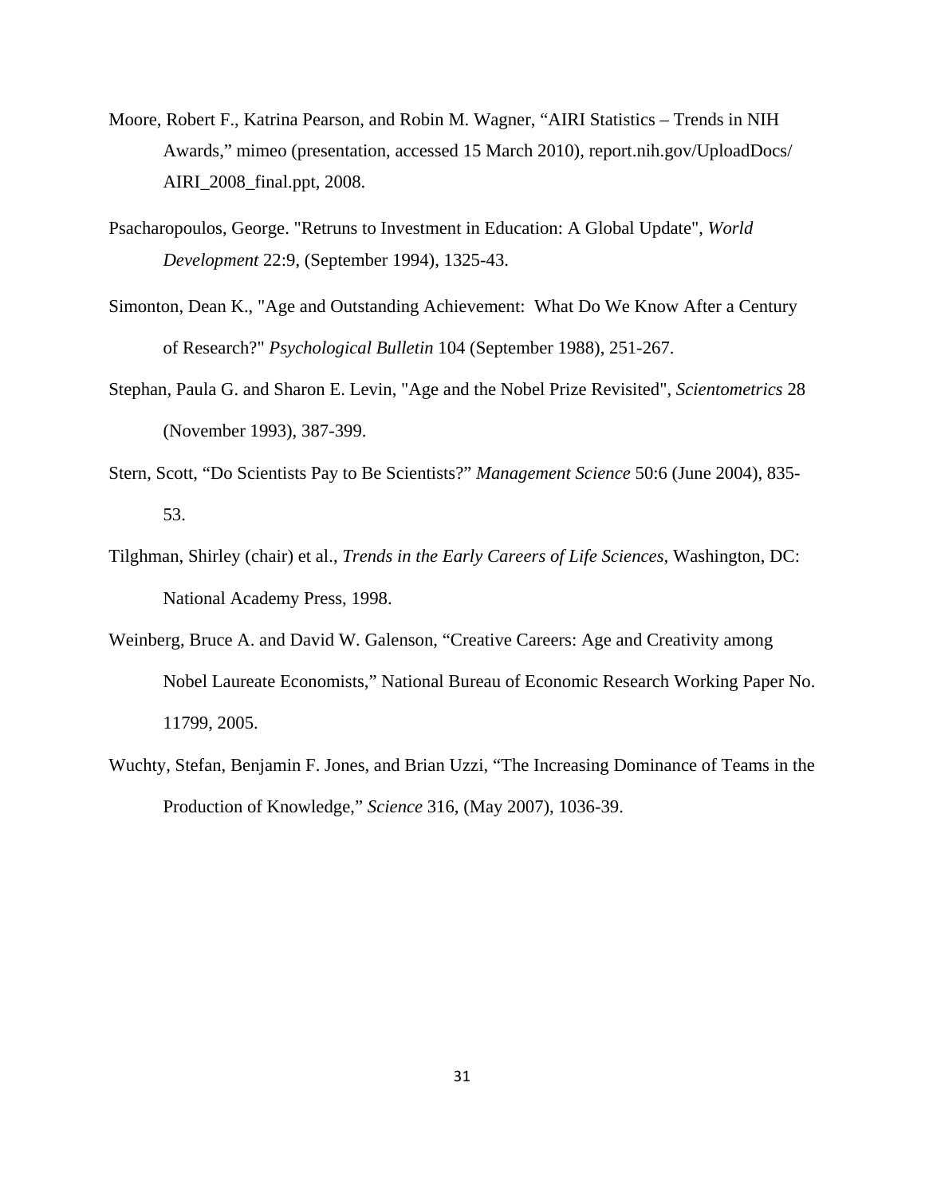Moore, Robert F., Katrina Pearson, and Robin M. Wagner, “AIRI Statistics – Trends in NIH Awards,” mimeo (presentation, accessed 15 March 2010), report.nih.gov/UploadDocs/AIRI_2008_final.ppt, 2008.

Psacharopoulos, George. "Retruns to Investment in Education: A Global Update", *World Development* 22:9, (September 1994), 1325-43.

Simonton, Dean K., "Age and Outstanding Achievement: What Do We Know After a Century of Research?" *Psychological Bulletin* 104 (September 1988), 251-267.

Stephan, Paula G. and Sharon E. Levin, "Age and the Nobel Prize Revisited", *Scientometrics* 28 (November 1993), 387-399.

Stern, Scott, “Do Scientists Pay to Be Scientists?” *Management Science* 50:6 (June 2004), 835-53.

Tilghman, Shirley (chair) et al., *Trends in the Early Careers of Life Sciences*, Washington, DC: National Academy Press, 1998.

Weinberg, Bruce A. and David W. Galenson, “Creative Careers: Age and Creativity among Nobel Laureate Economists,” National Bureau of Economic Research Working Paper No. 11799, 2005.

Wuchty, Stefan, Benjamin F. Jones, and Brian Uzzi, “The Increasing Dominance of Teams in the Production of Knowledge,” *Science* 316, (May 2007), 1036-39.